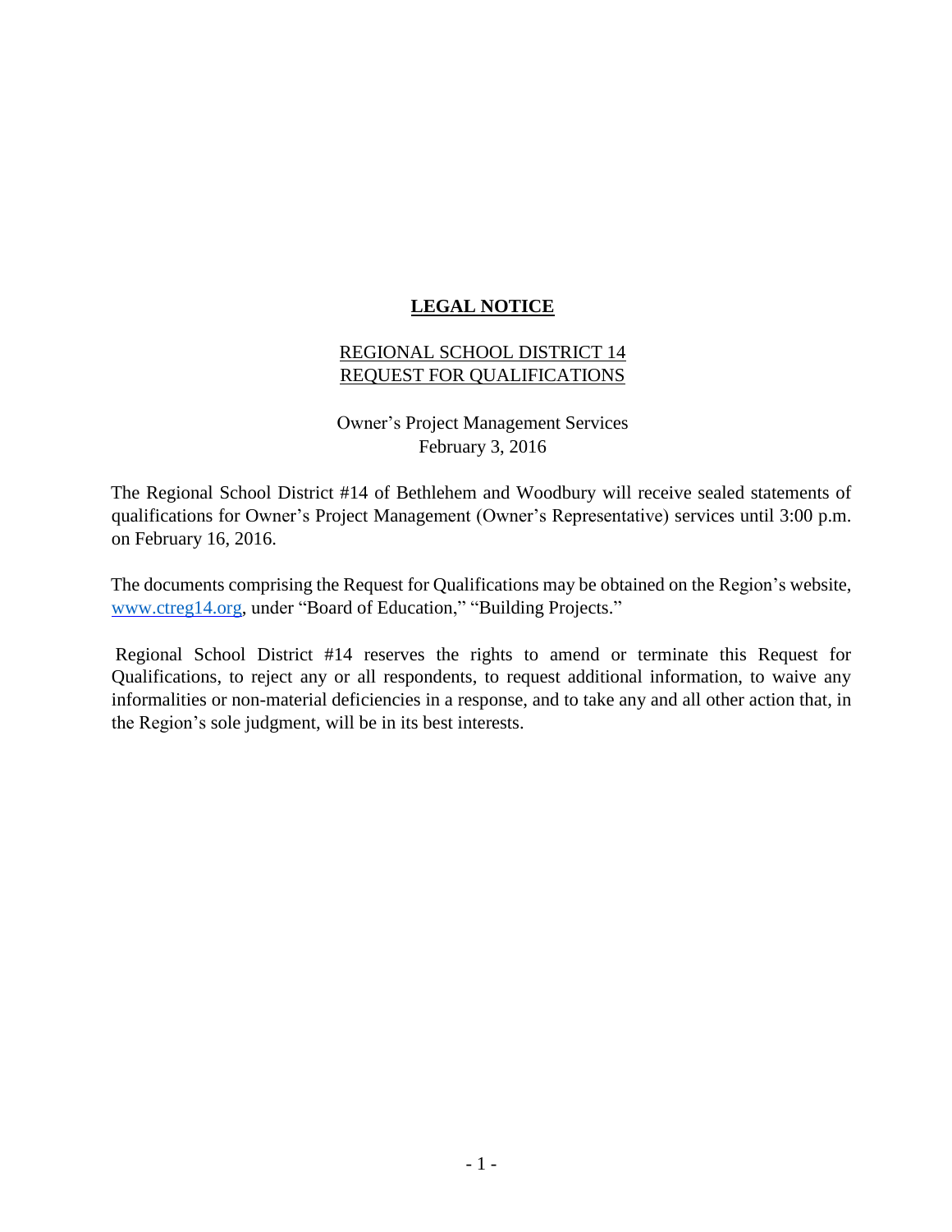# LEGAL NOTICE

## REGIONAL SCHOOL DISTRICT 14
## REQUEST FOR QUALIFICATIONS

Owner's Project Management Services
February 3, 2016

The Regional School District #14 of Bethlehem and Woodbury will receive sealed statements of qualifications for Owner's Project Management (Owner's Representative) services until 3:00 p.m. on February 16, 2016.

The documents comprising the Request for Qualifications may be obtained on the Region's website, www.ctreg14.org, under "Board of Education," "Building Projects."

Regional School District #14 reserves the rights to amend or terminate this Request for Qualifications, to reject any or all respondents, to request additional information, to waive any informalities or non-material deficiencies in a response, and to take any and all other action that, in the Region's sole judgment, will be in its best interests.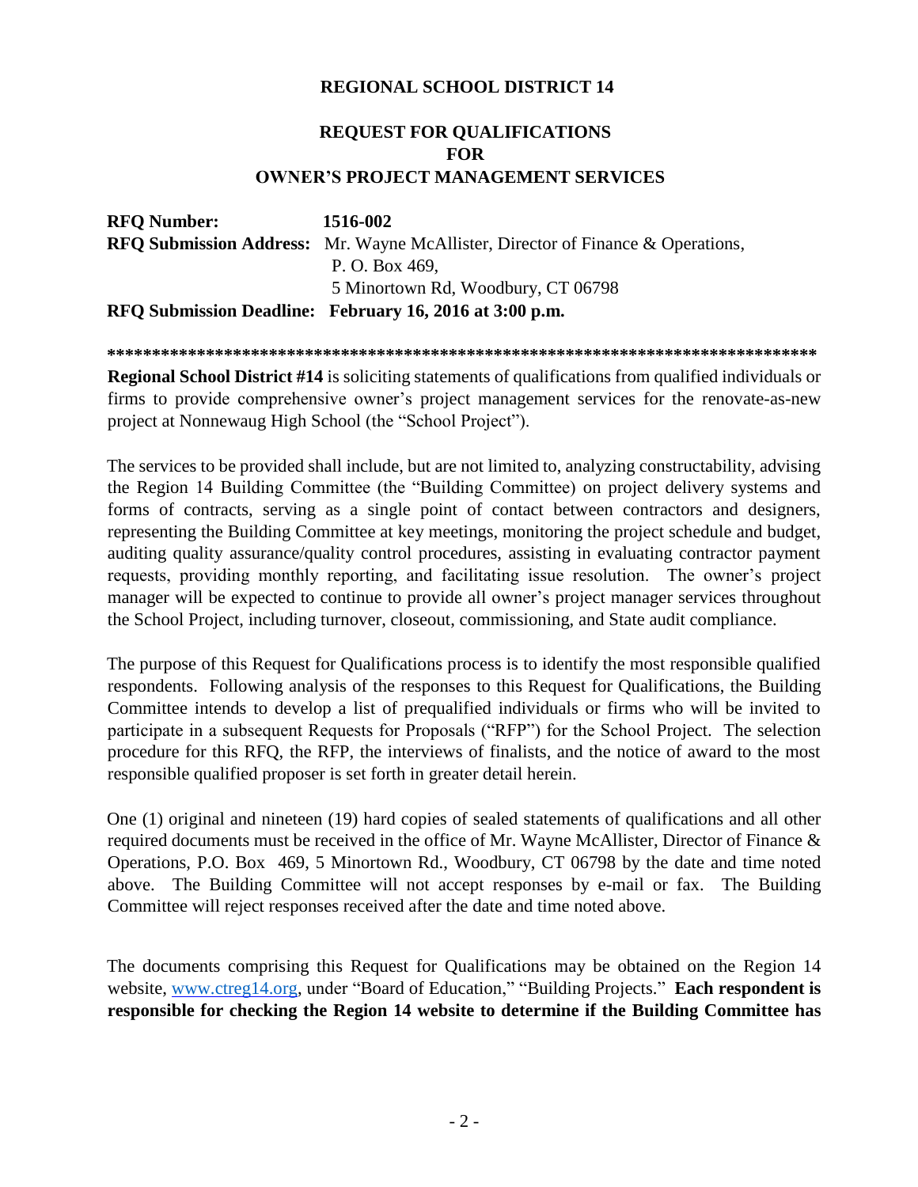**REGIONAL SCHOOL DISTRICT 14**

**REQUEST FOR QUALIFICATIONS**
**FOR**
**OWNER'S PROJECT MANAGEMENT SERVICES**

**RFQ Number:** **1516-002**
**RFQ Submission Address:** Mr. Wayne McAllister, Director of Finance & Operations,
P. O. Box 469,
5 Minortown Rd, Woodbury, CT 06798
**RFQ Submission Deadline: February 16, 2016 at 3:00 p.m.**

**********************************************************************************

**Regional School District #14** is soliciting statements of qualifications from qualified individuals or firms to provide comprehensive owner's project management services for the renovate-as-new project at Nonnewaug High School (the "School Project").

The services to be provided shall include, but are not limited to, analyzing constructability, advising the Region 14 Building Committee (the "Building Committee) on project delivery systems and forms of contracts, serving as a single point of contact between contractors and designers, representing the Building Committee at key meetings, monitoring the project schedule and budget, auditing quality assurance/quality control procedures, assisting in evaluating contractor payment requests, providing monthly reporting, and facilitating issue resolution. The owner's project manager will be expected to continue to provide all owner's project manager services throughout the School Project, including turnover, closeout, commissioning, and State audit compliance.

The purpose of this Request for Qualifications process is to identify the most responsible qualified respondents. Following analysis of the responses to this Request for Qualifications, the Building Committee intends to develop a list of prequalified individuals or firms who will be invited to participate in a subsequent Requests for Proposals ("RFP") for the School Project. The selection procedure for this RFQ, the RFP, the interviews of finalists, and the notice of award to the most responsible qualified proposer is set forth in greater detail herein.

One (1) original and nineteen (19) hard copies of sealed statements of qualifications and all other required documents must be received in the office of Mr. Wayne McAllister, Director of Finance & Operations, P.O. Box 469, 5 Minortown Rd., Woodbury, CT 06798 by the date and time noted above. The Building Committee will not accept responses by e-mail or fax. The Building Committee will reject responses received after the date and time noted above.

The documents comprising this Request for Qualifications may be obtained on the Region 14 website, www.ctreg14.org, under "Board of Education," "Building Projects." **Each respondent is responsible for checking the Region 14 website to determine if the Building Committee has**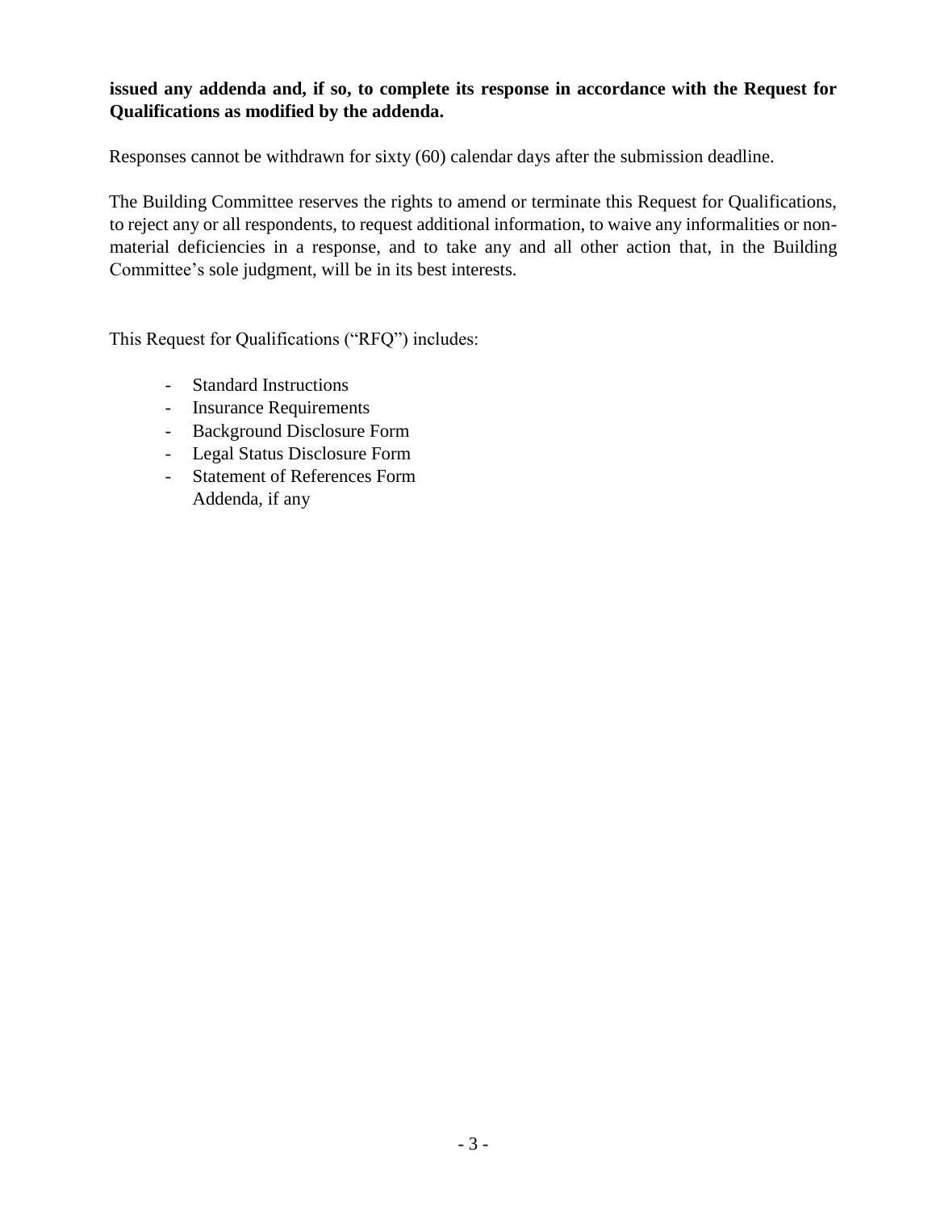**issued any addenda and, if so, to complete its response in accordance with the Request for Qualifications as modified by the addenda.**

Responses cannot be withdrawn for sixty (60) calendar days after the submission deadline.

The Building Committee reserves the rights to amend or terminate this Request for Qualifications, to reject any or all respondents, to request additional information, to waive any informalities or non-material deficiencies in a response, and to take any and all other action that, in the Building Committee's sole judgment, will be in its best interests.

This Request for Qualifications ("RFQ") includes:

- Standard Instructions
- Insurance Requirements
- Background Disclosure Form
- Legal Status Disclosure Form
- Statement of References Form
  Addenda, if any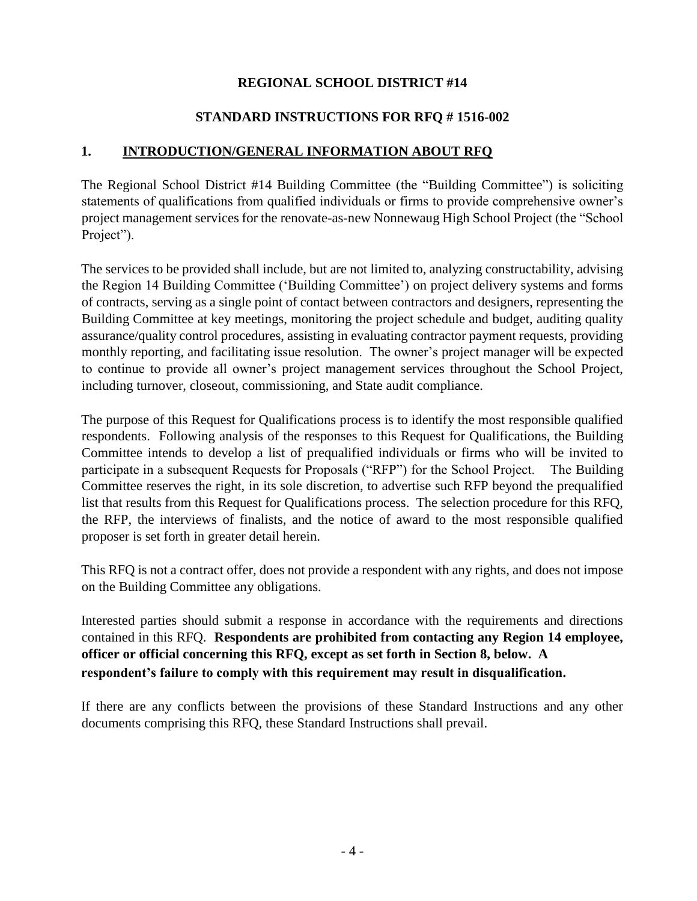# REGIONAL SCHOOL DISTRICT #14

## STANDARD INSTRUCTIONS FOR RFQ # 1516-002

## 1. INTRODUCTION/GENERAL INFORMATION ABOUT RFQ

The Regional School District #14 Building Committee (the "Building Committee") is soliciting statements of qualifications from qualified individuals or firms to provide comprehensive owner's project management services for the renovate-as-new Nonnewaug High School Project (the "School Project").

The services to be provided shall include, but are not limited to, analyzing constructability, advising the Region 14 Building Committee ('Building Committee') on project delivery systems and forms of contracts, serving as a single point of contact between contractors and designers, representing the Building Committee at key meetings, monitoring the project schedule and budget, auditing quality assurance/quality control procedures, assisting in evaluating contractor payment requests, providing monthly reporting, and facilitating issue resolution. The owner's project manager will be expected to continue to provide all owner's project management services throughout the School Project, including turnover, closeout, commissioning, and State audit compliance.

The purpose of this Request for Qualifications process is to identify the most responsible qualified respondents. Following analysis of the responses to this Request for Qualifications, the Building Committee intends to develop a list of prequalified individuals or firms who will be invited to participate in a subsequent Requests for Proposals ("RFP") for the School Project. The Building Committee reserves the right, in its sole discretion, to advertise such RFP beyond the prequalified list that results from this Request for Qualifications process. The selection procedure for this RFQ, the RFP, the interviews of finalists, and the notice of award to the most responsible qualified proposer is set forth in greater detail herein.

This RFQ is not a contract offer, does not provide a respondent with any rights, and does not impose on the Building Committee any obligations.

Interested parties should submit a response in accordance with the requirements and directions contained in this RFQ. **Respondents are prohibited from contacting any Region 14 employee, officer or official concerning this RFQ, except as set forth in Section 8, below. A respondent's failure to comply with this requirement may result in disqualification.**

If there are any conflicts between the provisions of these Standard Instructions and any other documents comprising this RFQ, these Standard Instructions shall prevail.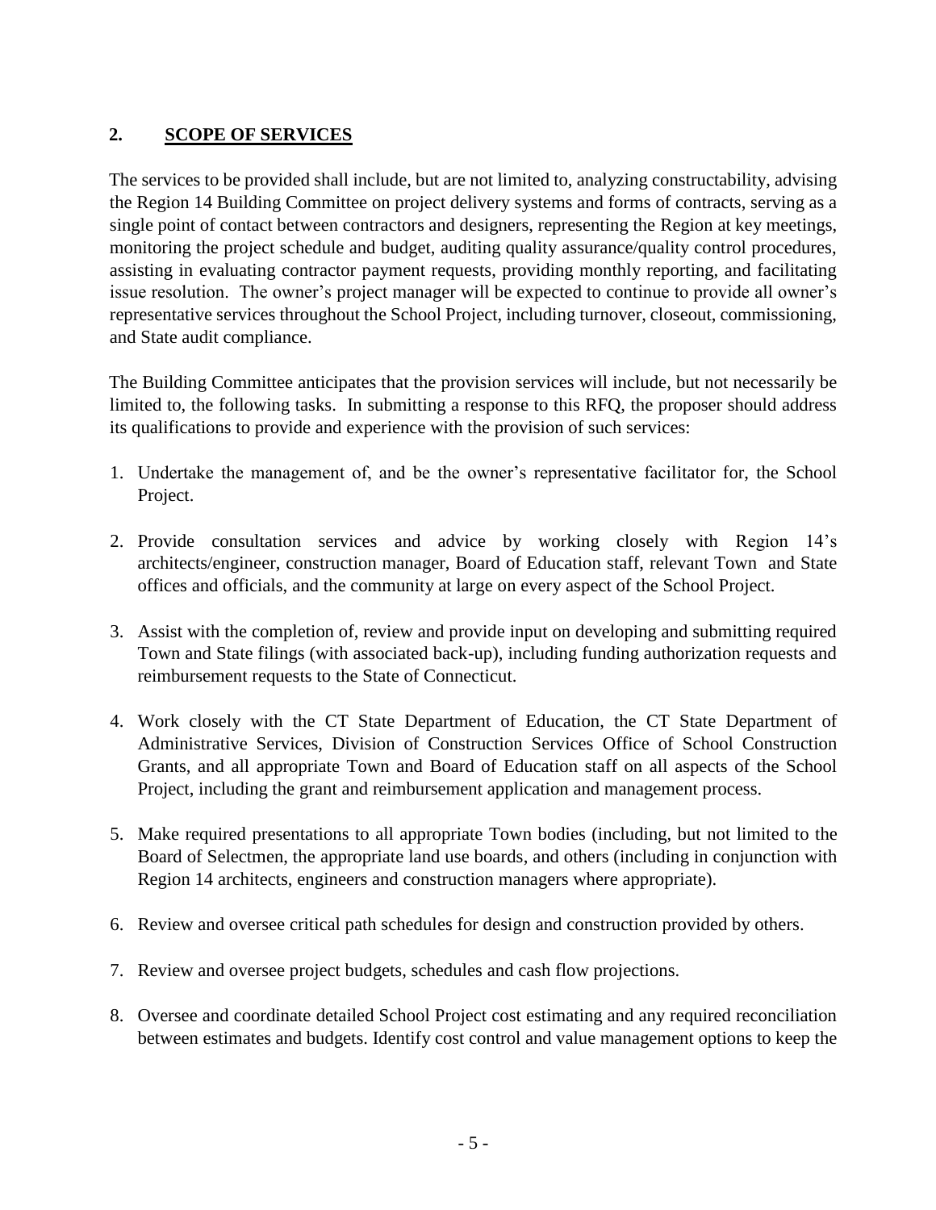## 2. SCOPE OF SERVICES

The services to be provided shall include, but are not limited to, analyzing constructability, advising the Region 14 Building Committee on project delivery systems and forms of contracts, serving as a single point of contact between contractors and designers, representing the Region at key meetings, monitoring the project schedule and budget, auditing quality assurance/quality control procedures, assisting in evaluating contractor payment requests, providing monthly reporting, and facilitating issue resolution. The owner's project manager will be expected to continue to provide all owner's representative services throughout the School Project, including turnover, closeout, commissioning, and State audit compliance.

The Building Committee anticipates that the provision services will include, but not necessarily be limited to, the following tasks. In submitting a response to this RFQ, the proposer should address its qualifications to provide and experience with the provision of such services:

1. Undertake the management of, and be the owner's representative facilitator for, the School Project.
2. Provide consultation services and advice by working closely with Region 14's architects/engineer, construction manager, Board of Education staff, relevant Town and State offices and officials, and the community at large on every aspect of the School Project.
3. Assist with the completion of, review and provide input on developing and submitting required Town and State filings (with associated back-up), including funding authorization requests and reimbursement requests to the State of Connecticut.
4. Work closely with the CT State Department of Education, the CT State Department of Administrative Services, Division of Construction Services Office of School Construction Grants, and all appropriate Town and Board of Education staff on all aspects of the School Project, including the grant and reimbursement application and management process.
5. Make required presentations to all appropriate Town bodies (including, but not limited to the Board of Selectmen, the appropriate land use boards, and others (including in conjunction with Region 14 architects, engineers and construction managers where appropriate).
6. Review and oversee critical path schedules for design and construction provided by others.
7. Review and oversee project budgets, schedules and cash flow projections.
8. Oversee and coordinate detailed School Project cost estimating and any required reconciliation between estimates and budgets. Identify cost control and value management options to keep the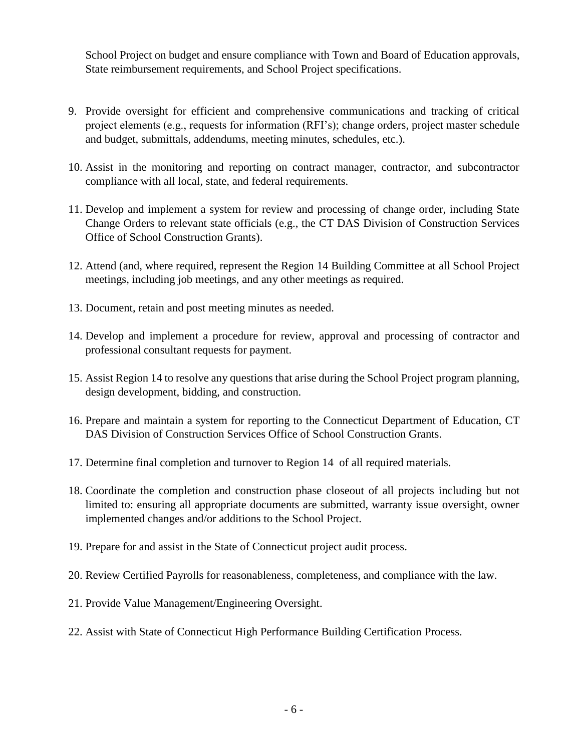School Project on budget and ensure compliance with Town and Board of Education approvals, State reimbursement requirements, and School Project specifications.

9. Provide oversight for efficient and comprehensive communications and tracking of critical project elements (e.g., requests for information (RFI's); change orders, project master schedule and budget, submittals, addendums, meeting minutes, schedules, etc.).
10. Assist in the monitoring and reporting on contract manager, contractor, and subcontractor compliance with all local, state, and federal requirements.
11. Develop and implement a system for review and processing of change order, including State Change Orders to relevant state officials (e.g., the CT DAS Division of Construction Services Office of School Construction Grants).
12. Attend (and, where required, represent the Region 14 Building Committee at all School Project meetings, including job meetings, and any other meetings as required.
13. Document, retain and post meeting minutes as needed.
14. Develop and implement a procedure for review, approval and processing of contractor and professional consultant requests for payment.
15. Assist Region 14 to resolve any questions that arise during the School Project program planning, design development, bidding, and construction.
16. Prepare and maintain a system for reporting to the Connecticut Department of Education, CT DAS Division of Construction Services Office of School Construction Grants.
17. Determine final completion and turnover to Region 14 of all required materials.
18. Coordinate the completion and construction phase closeout of all projects including but not limited to: ensuring all appropriate documents are submitted, warranty issue oversight, owner implemented changes and/or additions to the School Project.
19. Prepare for and assist in the State of Connecticut project audit process.
20. Review Certified Payrolls for reasonableness, completeness, and compliance with the law.
21. Provide Value Management/Engineering Oversight.
22. Assist with State of Connecticut High Performance Building Certification Process.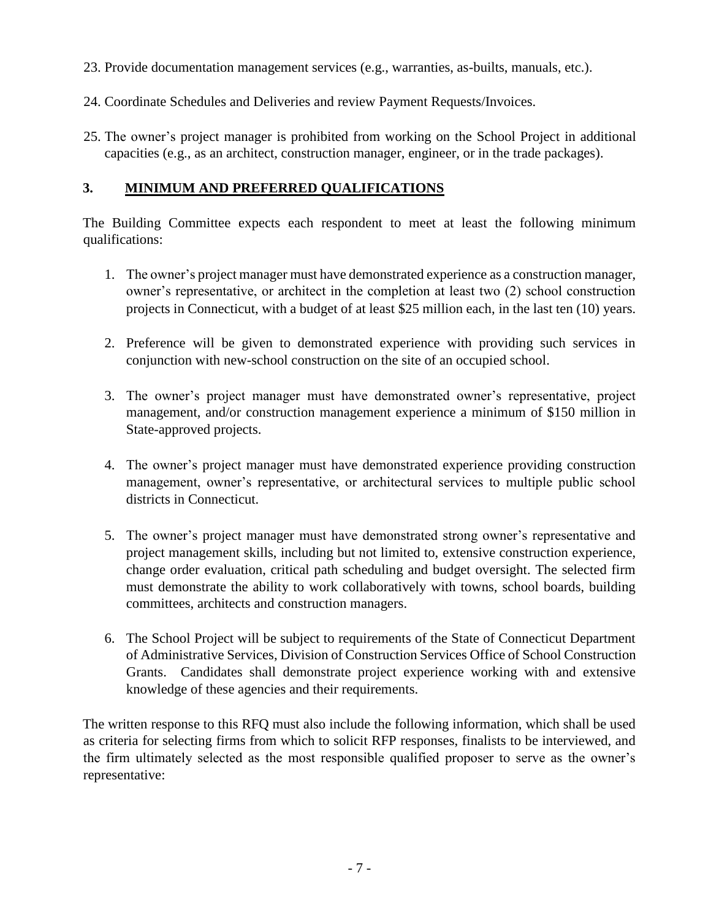23. Provide documentation management services (e.g., warranties, as-builts, manuals, etc.).

24. Coordinate Schedules and Deliveries and review Payment Requests/Invoices.

25. The owner's project manager is prohibited from working on the School Project in additional capacities (e.g., as an architect, construction manager, engineer, or in the trade packages).

## 3. MINIMUM AND PREFERRED QUALIFICATIONS

The Building Committee expects each respondent to meet at least the following minimum qualifications:

1. The owner's project manager must have demonstrated experience as a construction manager, owner's representative, or architect in the completion at least two (2) school construction projects in Connecticut, with a budget of at least $25 million each, in the last ten (10) years.

2. Preference will be given to demonstrated experience with providing such services in conjunction with new-school construction on the site of an occupied school.

3. The owner's project manager must have demonstrated owner's representative, project management, and/or construction management experience a minimum of $150 million in State-approved projects.

4. The owner's project manager must have demonstrated experience providing construction management, owner's representative, or architectural services to multiple public school districts in Connecticut.

5. The owner's project manager must have demonstrated strong owner's representative and project management skills, including but not limited to, extensive construction experience, change order evaluation, critical path scheduling and budget oversight. The selected firm must demonstrate the ability to work collaboratively with towns, school boards, building committees, architects and construction managers.

6. The School Project will be subject to requirements of the State of Connecticut Department of Administrative Services, Division of Construction Services Office of School Construction Grants. Candidates shall demonstrate project experience working with and extensive knowledge of these agencies and their requirements.

The written response to this RFQ must also include the following information, which shall be used as criteria for selecting firms from which to solicit RFP responses, finalists to be interviewed, and the firm ultimately selected as the most responsible qualified proposer to serve as the owner's representative: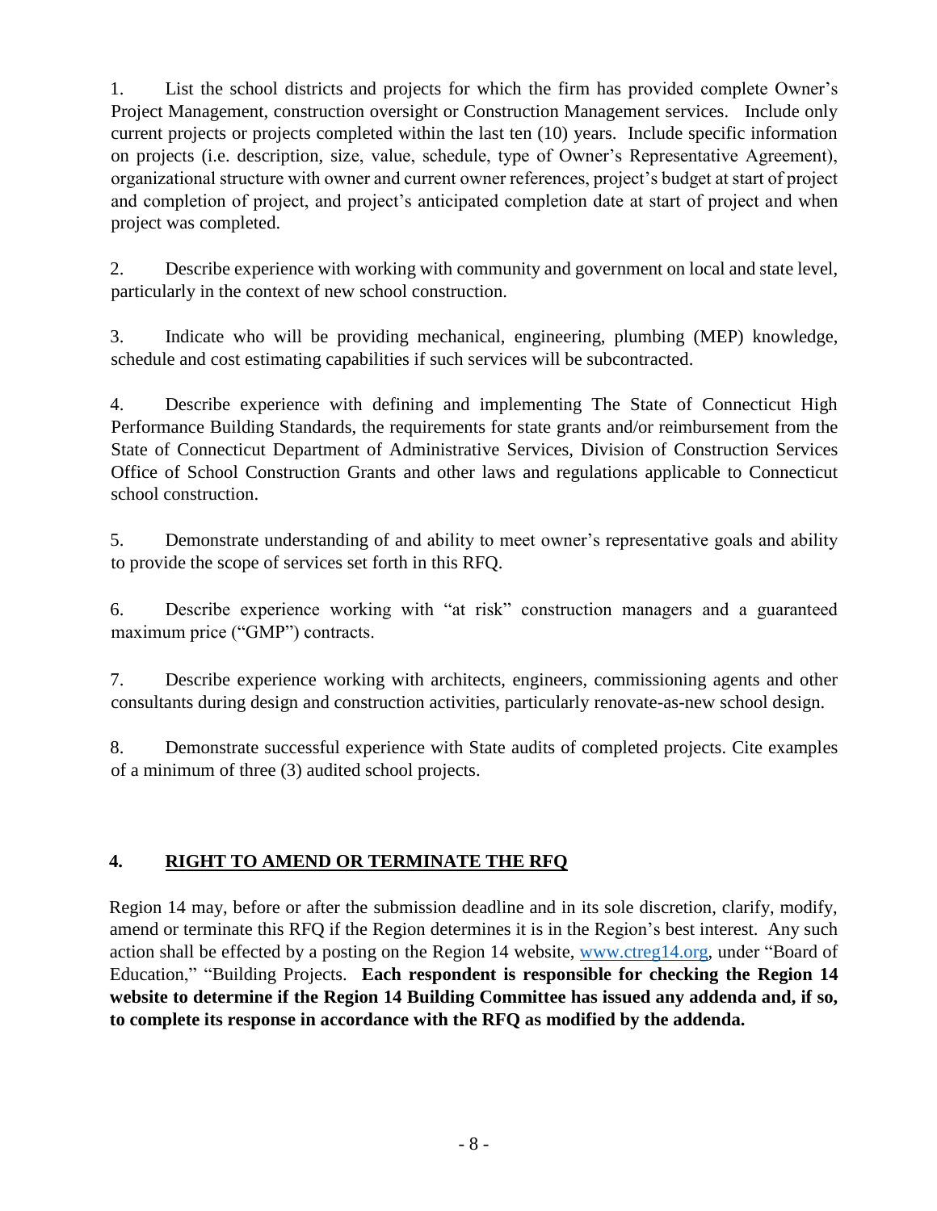1. List the school districts and projects for which the firm has provided complete Owner's Project Management, construction oversight or Construction Management services. Include only current projects or projects completed within the last ten (10) years. Include specific information on projects (i.e. description, size, value, schedule, type of Owner's Representative Agreement), organizational structure with owner and current owner references, project's budget at start of project and completion of project, and project's anticipated completion date at start of project and when project was completed.

2. Describe experience with working with community and government on local and state level, particularly in the context of new school construction.

3. Indicate who will be providing mechanical, engineering, plumbing (MEP) knowledge, schedule and cost estimating capabilities if such services will be subcontracted.

4. Describe experience with defining and implementing The State of Connecticut High Performance Building Standards, the requirements for state grants and/or reimbursement from the State of Connecticut Department of Administrative Services, Division of Construction Services Office of School Construction Grants and other laws and regulations applicable to Connecticut school construction.

5. Demonstrate understanding of and ability to meet owner's representative goals and ability to provide the scope of services set forth in this RFQ.

6. Describe experience working with "at risk" construction managers and a guaranteed maximum price ("GMP") contracts.

7. Describe experience working with architects, engineers, commissioning agents and other consultants during design and construction activities, particularly renovate-as-new school design.

8. Demonstrate successful experience with State audits of completed projects. Cite examples of a minimum of three (3) audited school projects.

## 4. RIGHT TO AMEND OR TERMINATE THE RFQ

Region 14 may, before or after the submission deadline and in its sole discretion, clarify, modify, amend or terminate this RFQ if the Region determines it is in the Region's best interest. Any such action shall be effected by a posting on the Region 14 website, [www.ctreg14.org](www.ctreg14.org), under "Board of Education," "Building Projects. **Each respondent is responsible for checking the Region 14 website to determine if the Region 14 Building Committee has issued any addenda and, if so, to complete its response in accordance with the RFQ as modified by the addenda.**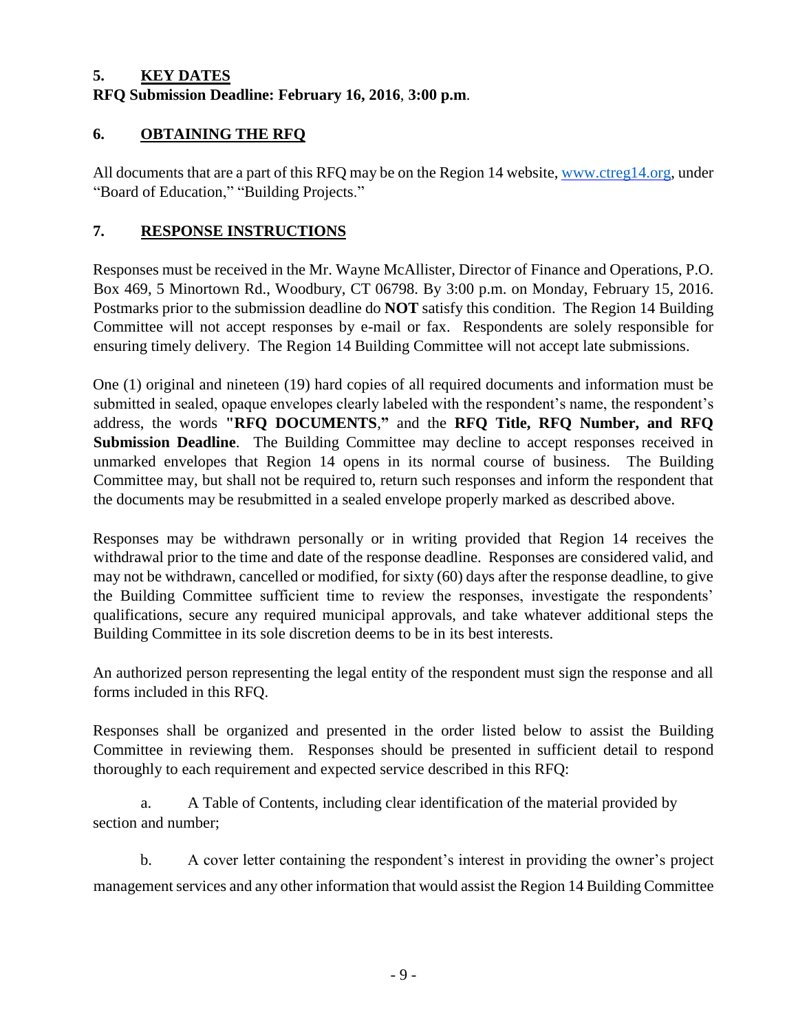## 5. KEY DATES

**RFQ Submission Deadline: February 16, 2016**, **3:00 p.m**.

## 6. OBTAINING THE RFQ

All documents that are a part of this RFQ may be on the Region 14 website, www.ctreg14.org, under "Board of Education," "Building Projects."

## 7. RESPONSE INSTRUCTIONS

Responses must be received in the Mr. Wayne McAllister, Director of Finance and Operations, P.O. Box 469, 5 Minortown Rd., Woodbury, CT 06798. By 3:00 p.m. on Monday, February 15, 2016. Postmarks prior to the submission deadline do **NOT** satisfy this condition. The Region 14 Building Committee will not accept responses by e-mail or fax. Respondents are solely responsible for ensuring timely delivery. The Region 14 Building Committee will not accept late submissions.

One (1) original and nineteen (19) hard copies of all required documents and information must be submitted in sealed, opaque envelopes clearly labeled with the respondent's name, the respondent's address, the words **"RFQ DOCUMENTS**,**"** and the **RFQ Title, RFQ Number, and RFQ Submission Deadline**. The Building Committee may decline to accept responses received in unmarked envelopes that Region 14 opens in its normal course of business. The Building Committee may, but shall not be required to, return such responses and inform the respondent that the documents may be resubmitted in a sealed envelope properly marked as described above.

Responses may be withdrawn personally or in writing provided that Region 14 receives the withdrawal prior to the time and date of the response deadline. Responses are considered valid, and may not be withdrawn, cancelled or modified, for sixty (60) days after the response deadline, to give the Building Committee sufficient time to review the responses, investigate the respondents' qualifications, secure any required municipal approvals, and take whatever additional steps the Building Committee in its sole discretion deems to be in its best interests.

An authorized person representing the legal entity of the respondent must sign the response and all forms included in this RFQ.

Responses shall be organized and presented in the order listed below to assist the Building Committee in reviewing them. Responses should be presented in sufficient detail to respond thoroughly to each requirement and expected service described in this RFQ:

a. A Table of Contents, including clear identification of the material provided by section and number;

b. A cover letter containing the respondent's interest in providing the owner's project management services and any other information that would assist the Region 14 Building Committee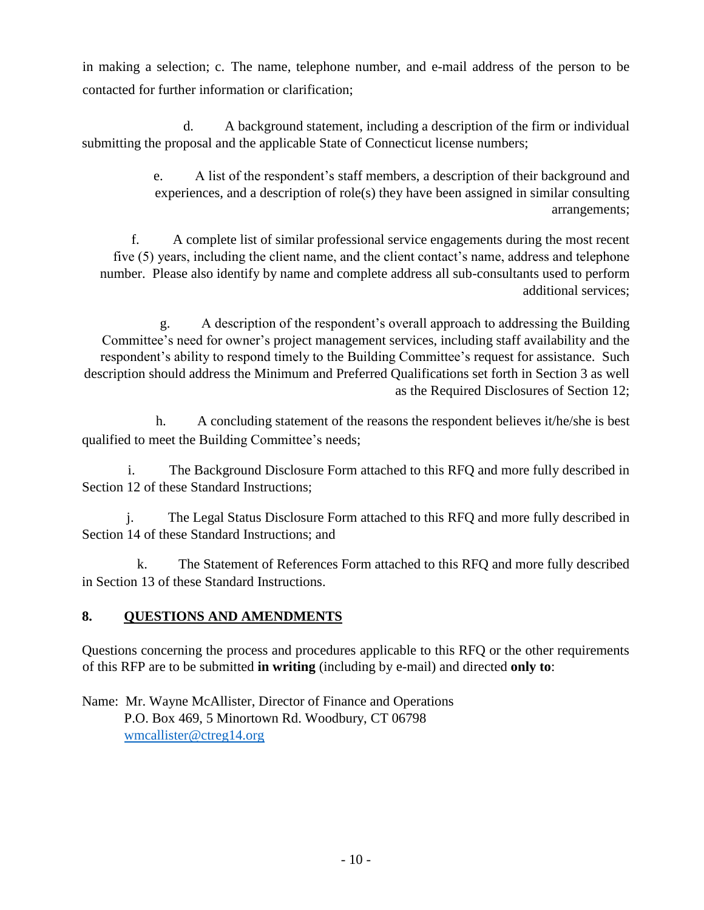in making a selection; c. The name, telephone number, and e-mail address of the person to be contacted for further information or clarification;

d. A background statement, including a description of the firm or individual submitting the proposal and the applicable State of Connecticut license numbers;

e. A list of the respondent's staff members, a description of their background and experiences, and a description of role(s) they have been assigned in similar consulting arrangements;

f. A complete list of similar professional service engagements during the most recent five (5) years, including the client name, and the client contact's name, address and telephone number. Please also identify by name and complete address all sub-consultants used to perform additional services;

g. A description of the respondent's overall approach to addressing the Building Committee's need for owner's project management services, including staff availability and the respondent's ability to respond timely to the Building Committee's request for assistance. Such description should address the Minimum and Preferred Qualifications set forth in Section 3 as well as the Required Disclosures of Section 12;

h. A concluding statement of the reasons the respondent believes it/he/she is best qualified to meet the Building Committee's needs;

i. The Background Disclosure Form attached to this RFQ and more fully described in Section 12 of these Standard Instructions;

j. The Legal Status Disclosure Form attached to this RFQ and more fully described in Section 14 of these Standard Instructions; and

k. The Statement of References Form attached to this RFQ and more fully described in Section 13 of these Standard Instructions.

## 8. QUESTIONS AND AMENDMENTS

Questions concerning the process and procedures applicable to this RFQ or the other requirements of this RFP are to be submitted **in writing** (including by e-mail) and directed **only to**:

Name: Mr. Wayne McAllister, Director of Finance and Operations
P.O. Box 469, 5 Minortown Rd. Woodbury, CT 06798
wmcallister@ctreg14.org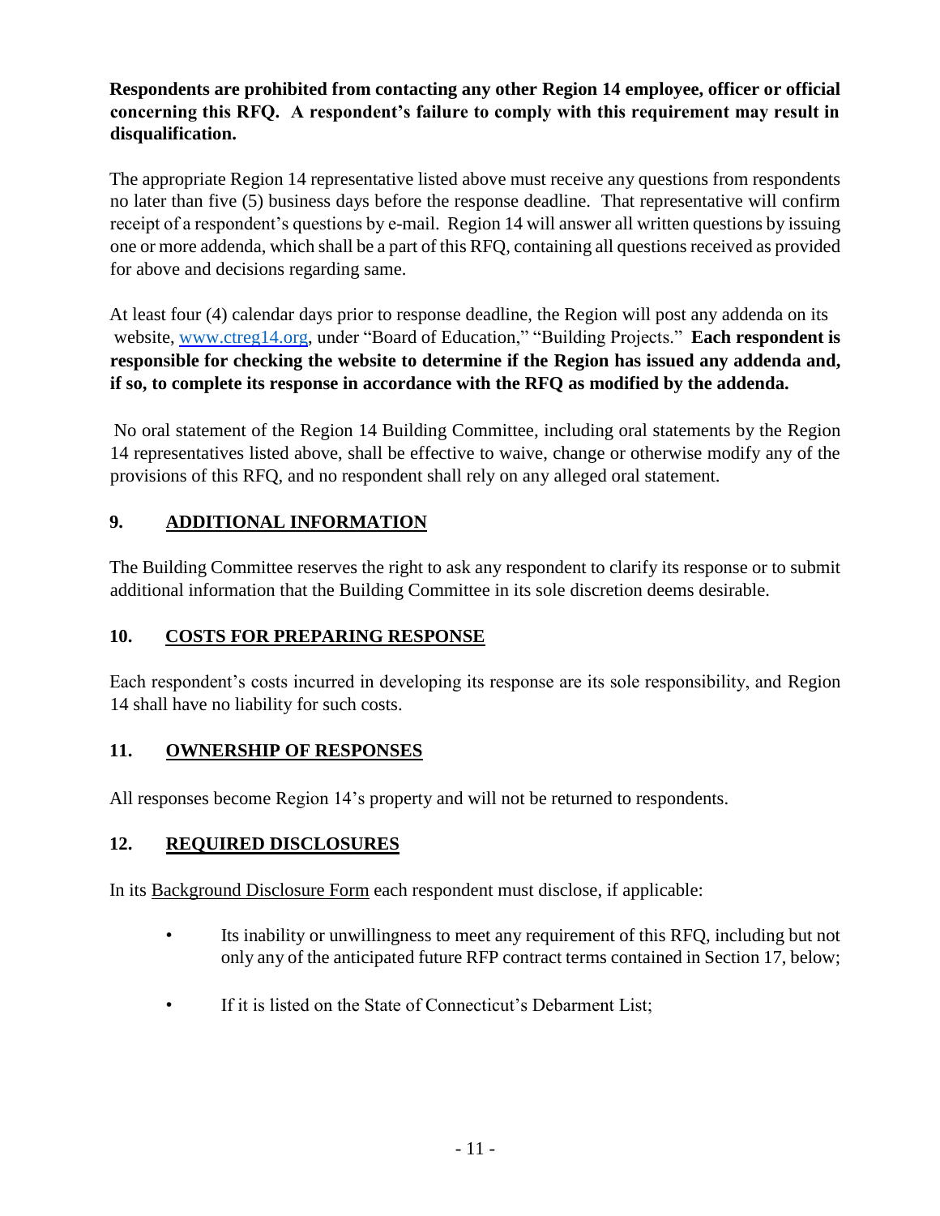**Respondents are prohibited from contacting any other Region 14 employee, officer or official concerning this RFQ. A respondent's failure to comply with this requirement may result in disqualification.**

The appropriate Region 14 representative listed above must receive any questions from respondents no later than five (5) business days before the response deadline. That representative will confirm receipt of a respondent's questions by e-mail. Region 14 will answer all written questions by issuing one or more addenda, which shall be a part of this RFQ, containing all questions received as provided for above and decisions regarding same.

At least four (4) calendar days prior to response deadline, the Region will post any addenda on its website, [www.ctreg14.org](http://www.ctreg14.org), under "Board of Education," "Building Projects." **Each respondent is responsible for checking the website to determine if the Region has issued any addenda and, if so, to complete its response in accordance with the RFQ as modified by the addenda.**

No oral statement of the Region 14 Building Committee, including oral statements by the Region 14 representatives listed above, shall be effective to waive, change or otherwise modify any of the provisions of this RFQ, and no respondent shall rely on any alleged oral statement.

## 9. ADDITIONAL INFORMATION

The Building Committee reserves the right to ask any respondent to clarify its response or to submit additional information that the Building Committee in its sole discretion deems desirable.

## 10. COSTS FOR PREPARING RESPONSE

Each respondent's costs incurred in developing its response are its sole responsibility, and Region 14 shall have no liability for such costs.

## 11. OWNERSHIP OF RESPONSES

All responses become Region 14's property and will not be returned to respondents.

## 12. REQUIRED DISCLOSURES

In its Background Disclosure Form each respondent must disclose, if applicable:

- Its inability or unwillingness to meet any requirement of this RFQ, including but not only any of the anticipated future RFP contract terms contained in Section 17, below;
- If it is listed on the State of Connecticut's Debarment List;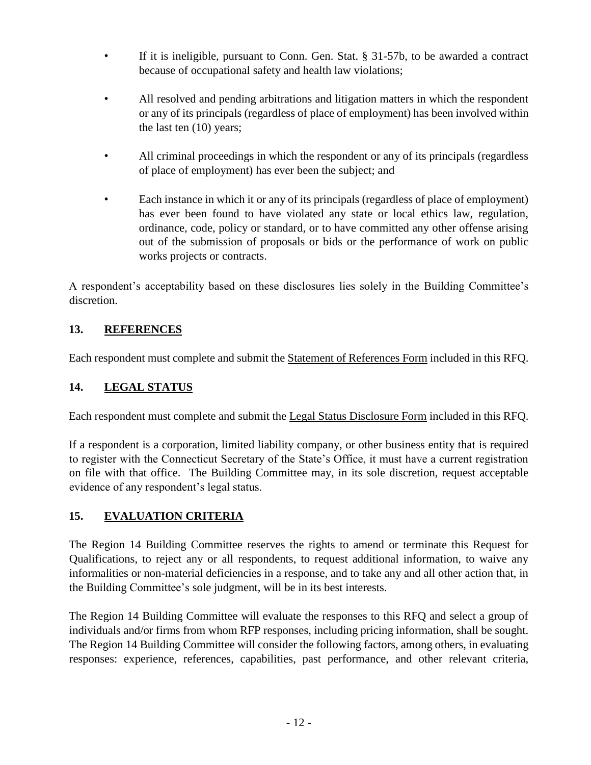- If it is ineligible, pursuant to Conn. Gen. Stat. § 31-57b, to be awarded a contract because of occupational safety and health law violations;
- All resolved and pending arbitrations and litigation matters in which the respondent or any of its principals (regardless of place of employment) has been involved within the last ten (10) years;
- All criminal proceedings in which the respondent or any of its principals (regardless of place of employment) has ever been the subject; and
- Each instance in which it or any of its principals (regardless of place of employment) has ever been found to have violated any state or local ethics law, regulation, ordinance, code, policy or standard, or to have committed any other offense arising out of the submission of proposals or bids or the performance of work on public works projects or contracts.

A respondent's acceptability based on these disclosures lies solely in the Building Committee's discretion.

## 13. REFERENCES

Each respondent must complete and submit the Statement of References Form included in this RFQ.

## 14. LEGAL STATUS

Each respondent must complete and submit the Legal Status Disclosure Form included in this RFQ.

If a respondent is a corporation, limited liability company, or other business entity that is required to register with the Connecticut Secretary of the State's Office, it must have a current registration on file with that office. The Building Committee may, in its sole discretion, request acceptable evidence of any respondent's legal status.

## 15. EVALUATION CRITERIA

The Region 14 Building Committee reserves the rights to amend or terminate this Request for Qualifications, to reject any or all respondents, to request additional information, to waive any informalities or non-material deficiencies in a response, and to take any and all other action that, in the Building Committee's sole judgment, will be in its best interests.

The Region 14 Building Committee will evaluate the responses to this RFQ and select a group of individuals and/or firms from whom RFP responses, including pricing information, shall be sought. The Region 14 Building Committee will consider the following factors, among others, in evaluating responses: experience, references, capabilities, past performance, and other relevant criteria,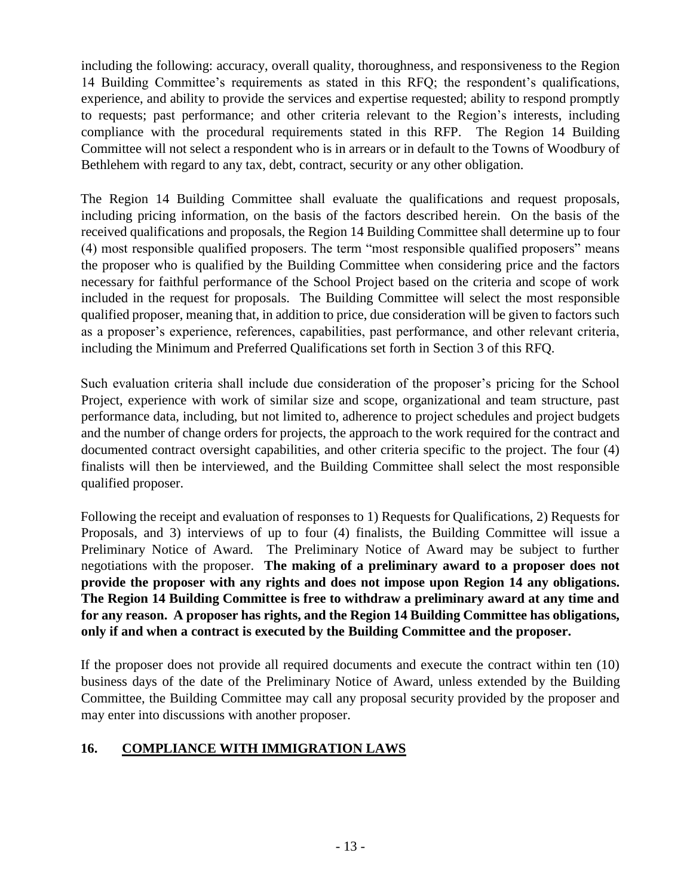including the following: accuracy, overall quality, thoroughness, and responsiveness to the Region 14 Building Committee's requirements as stated in this RFQ; the respondent's qualifications, experience, and ability to provide the services and expertise requested; ability to respond promptly to requests; past performance; and other criteria relevant to the Region's interests, including compliance with the procedural requirements stated in this RFP. The Region 14 Building Committee will not select a respondent who is in arrears or in default to the Towns of Woodbury of Bethlehem with regard to any tax, debt, contract, security or any other obligation.

The Region 14 Building Committee shall evaluate the qualifications and request proposals, including pricing information, on the basis of the factors described herein. On the basis of the received qualifications and proposals, the Region 14 Building Committee shall determine up to four (4) most responsible qualified proposers. The term "most responsible qualified proposers" means the proposer who is qualified by the Building Committee when considering price and the factors necessary for faithful performance of the School Project based on the criteria and scope of work included in the request for proposals. The Building Committee will select the most responsible qualified proposer, meaning that, in addition to price, due consideration will be given to factors such as a proposer's experience, references, capabilities, past performance, and other relevant criteria, including the Minimum and Preferred Qualifications set forth in Section 3 of this RFQ.

Such evaluation criteria shall include due consideration of the proposer's pricing for the School Project, experience with work of similar size and scope, organizational and team structure, past performance data, including, but not limited to, adherence to project schedules and project budgets and the number of change orders for projects, the approach to the work required for the contract and documented contract oversight capabilities, and other criteria specific to the project. The four (4) finalists will then be interviewed, and the Building Committee shall select the most responsible qualified proposer.

Following the receipt and evaluation of responses to 1) Requests for Qualifications, 2) Requests for Proposals, and 3) interviews of up to four (4) finalists, the Building Committee will issue a Preliminary Notice of Award. The Preliminary Notice of Award may be subject to further negotiations with the proposer. **The making of a preliminary award to a proposer does not provide the proposer with any rights and does not impose upon Region 14 any obligations. The Region 14 Building Committee is free to withdraw a preliminary award at any time and for any reason. A proposer has rights, and the Region 14 Building Committee has obligations, only if and when a contract is executed by the Building Committee and the proposer.**

If the proposer does not provide all required documents and execute the contract within ten (10) business days of the date of the Preliminary Notice of Award, unless extended by the Building Committee, the Building Committee may call any proposal security provided by the proposer and may enter into discussions with another proposer.

## 16. COMPLIANCE WITH IMMIGRATION LAWS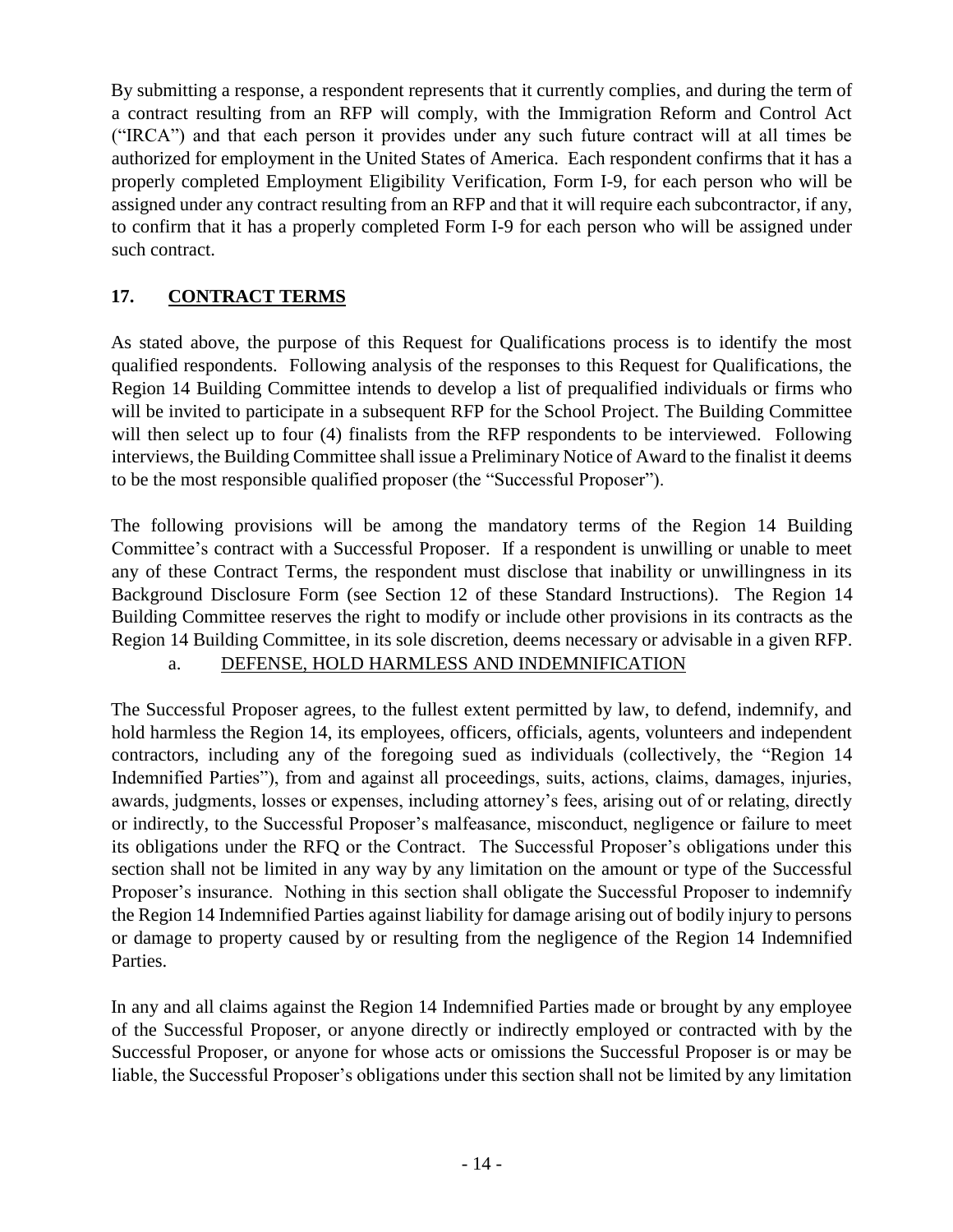By submitting a response, a respondent represents that it currently complies, and during the term of a contract resulting from an RFP will comply, with the Immigration Reform and Control Act ("IRCA") and that each person it provides under any such future contract will at all times be authorized for employment in the United States of America. Each respondent confirms that it has a properly completed Employment Eligibility Verification, Form I-9, for each person who will be assigned under any contract resulting from an RFP and that it will require each subcontractor, if any, to confirm that it has a properly completed Form I-9 for each person who will be assigned under such contract.

## 17. CONTRACT TERMS

As stated above, the purpose of this Request for Qualifications process is to identify the most qualified respondents. Following analysis of the responses to this Request for Qualifications, the Region 14 Building Committee intends to develop a list of prequalified individuals or firms who will be invited to participate in a subsequent RFP for the School Project. The Building Committee will then select up to four (4) finalists from the RFP respondents to be interviewed. Following interviews, the Building Committee shall issue a Preliminary Notice of Award to the finalist it deems to be the most responsible qualified proposer (the "Successful Proposer").

The following provisions will be among the mandatory terms of the Region 14 Building Committee's contract with a Successful Proposer. If a respondent is unwilling or unable to meet any of these Contract Terms, the respondent must disclose that inability or unwillingness in its Background Disclosure Form (see Section 12 of these Standard Instructions). The Region 14 Building Committee reserves the right to modify or include other provisions in its contracts as the Region 14 Building Committee, in its sole discretion, deems necessary or advisable in a given RFP.

### a. DEFENSE, HOLD HARMLESS AND INDEMNIFICATION

The Successful Proposer agrees, to the fullest extent permitted by law, to defend, indemnify, and hold harmless the Region 14, its employees, officers, officials, agents, volunteers and independent contractors, including any of the foregoing sued as individuals (collectively, the "Region 14 Indemnified Parties"), from and against all proceedings, suits, actions, claims, damages, injuries, awards, judgments, losses or expenses, including attorney's fees, arising out of or relating, directly or indirectly, to the Successful Proposer's malfeasance, misconduct, negligence or failure to meet its obligations under the RFQ or the Contract. The Successful Proposer's obligations under this section shall not be limited in any way by any limitation on the amount or type of the Successful Proposer's insurance. Nothing in this section shall obligate the Successful Proposer to indemnify the Region 14 Indemnified Parties against liability for damage arising out of bodily injury to persons or damage to property caused by or resulting from the negligence of the Region 14 Indemnified Parties.

In any and all claims against the Region 14 Indemnified Parties made or brought by any employee of the Successful Proposer, or anyone directly or indirectly employed or contracted with by the Successful Proposer, or anyone for whose acts or omissions the Successful Proposer is or may be liable, the Successful Proposer's obligations under this section shall not be limited by any limitation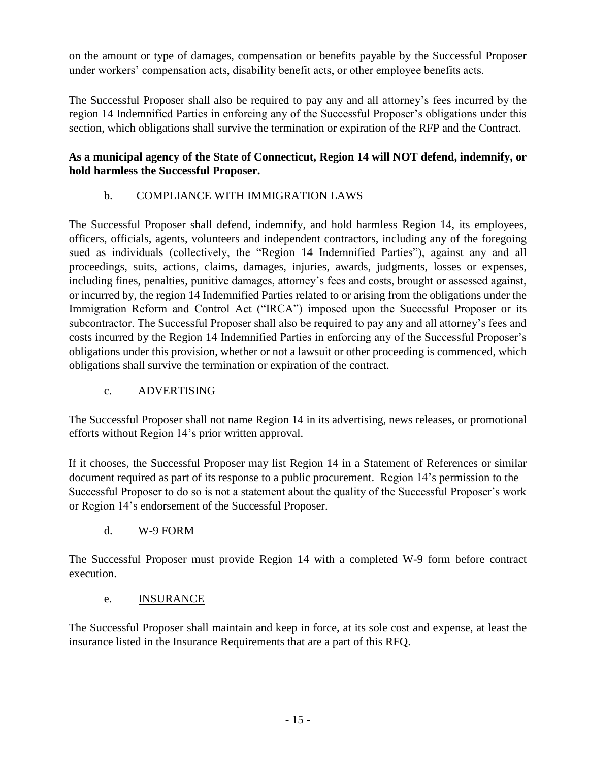on the amount or type of damages, compensation or benefits payable by the Successful Proposer under workers' compensation acts, disability benefit acts, or other employee benefits acts.

The Successful Proposer shall also be required to pay any and all attorney's fees incurred by the region 14 Indemnified Parties in enforcing any of the Successful Proposer's obligations under this section, which obligations shall survive the termination or expiration of the RFP and the Contract.

**As a municipal agency of the State of Connecticut, Region 14 will NOT defend, indemnify, or hold harmless the Successful Proposer.**

b. <u>COMPLIANCE WITH IMMIGRATION LAWS</u>

The Successful Proposer shall defend, indemnify, and hold harmless Region 14, its employees, officers, officials, agents, volunteers and independent contractors, including any of the foregoing sued as individuals (collectively, the "Region 14 Indemnified Parties"), against any and all proceedings, suits, actions, claims, damages, injuries, awards, judgments, losses or expenses, including fines, penalties, punitive damages, attorney's fees and costs, brought or assessed against, or incurred by, the region 14 Indemnified Parties related to or arising from the obligations under the Immigration Reform and Control Act ("IRCA") imposed upon the Successful Proposer or its subcontractor. The Successful Proposer shall also be required to pay any and all attorney's fees and costs incurred by the Region 14 Indemnified Parties in enforcing any of the Successful Proposer's obligations under this provision, whether or not a lawsuit or other proceeding is commenced, which obligations shall survive the termination or expiration of the contract.

c. <u>ADVERTISING</u>

The Successful Proposer shall not name Region 14 in its advertising, news releases, or promotional efforts without Region 14's prior written approval.

If it chooses, the Successful Proposer may list Region 14 in a Statement of References or similar document required as part of its response to a public procurement. Region 14's permission to the Successful Proposer to do so is not a statement about the quality of the Successful Proposer's work or Region 14's endorsement of the Successful Proposer.

d. <u>W-9 FORM</u>

The Successful Proposer must provide Region 14 with a completed W-9 form before contract execution.

e. <u>INSURANCE</u>

The Successful Proposer shall maintain and keep in force, at its sole cost and expense, at least the insurance listed in the Insurance Requirements that are a part of this RFQ.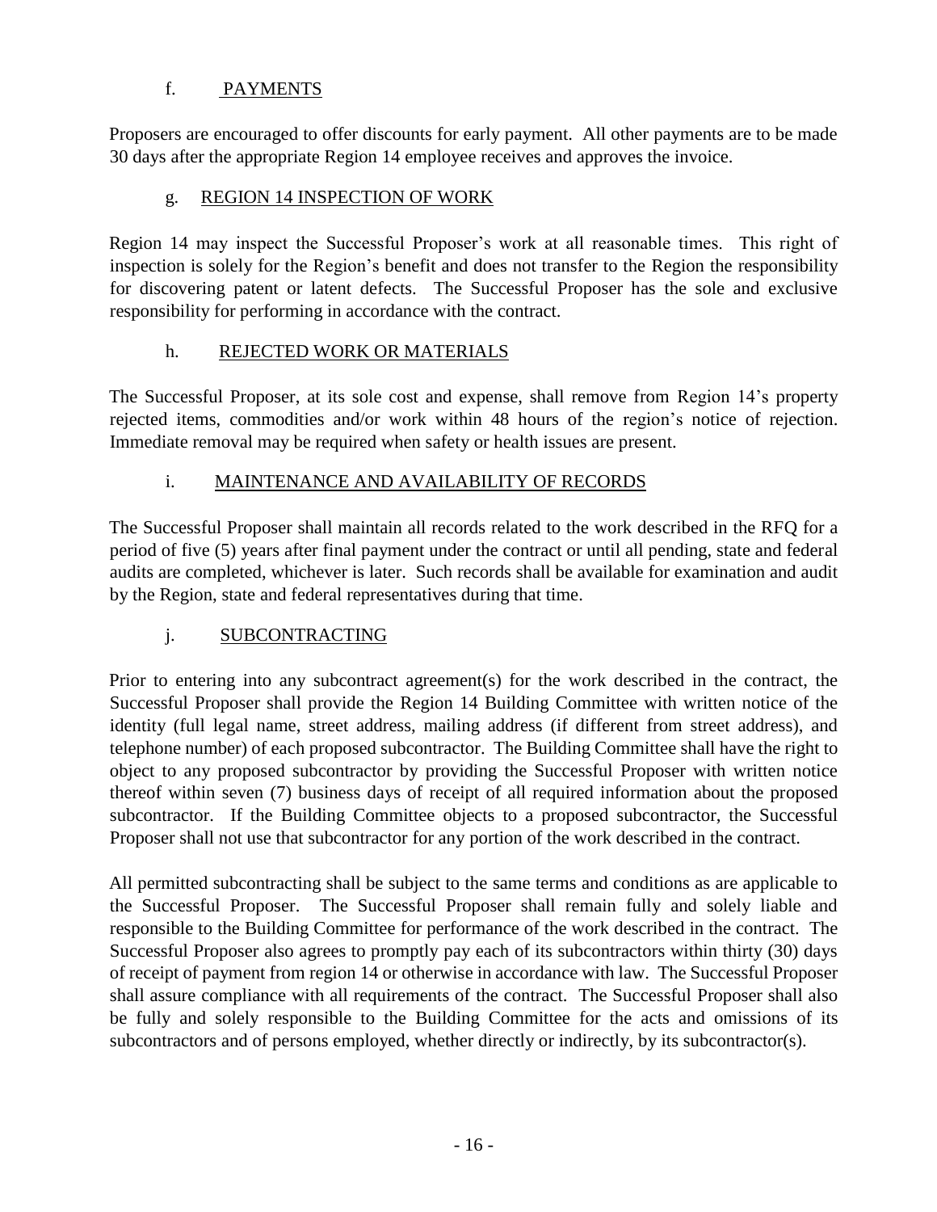## f. PAYMENTS

Proposers are encouraged to offer discounts for early payment. All other payments are to be made 30 days after the appropriate Region 14 employee receives and approves the invoice.

## g. REGION 14 INSPECTION OF WORK

Region 14 may inspect the Successful Proposer's work at all reasonable times. This right of inspection is solely for the Region's benefit and does not transfer to the Region the responsibility for discovering patent or latent defects. The Successful Proposer has the sole and exclusive responsibility for performing in accordance with the contract.

## h. REJECTED WORK OR MATERIALS

The Successful Proposer, at its sole cost and expense, shall remove from Region 14's property rejected items, commodities and/or work within 48 hours of the region's notice of rejection. Immediate removal may be required when safety or health issues are present.

## i. MAINTENANCE AND AVAILABILITY OF RECORDS

The Successful Proposer shall maintain all records related to the work described in the RFQ for a period of five (5) years after final payment under the contract or until all pending, state and federal audits are completed, whichever is later. Such records shall be available for examination and audit by the Region, state and federal representatives during that time.

## j. SUBCONTRACTING

Prior to entering into any subcontract agreement(s) for the work described in the contract, the Successful Proposer shall provide the Region 14 Building Committee with written notice of the identity (full legal name, street address, mailing address (if different from street address), and telephone number) of each proposed subcontractor. The Building Committee shall have the right to object to any proposed subcontractor by providing the Successful Proposer with written notice thereof within seven (7) business days of receipt of all required information about the proposed subcontractor. If the Building Committee objects to a proposed subcontractor, the Successful Proposer shall not use that subcontractor for any portion of the work described in the contract.

All permitted subcontracting shall be subject to the same terms and conditions as are applicable to the Successful Proposer. The Successful Proposer shall remain fully and solely liable and responsible to the Building Committee for performance of the work described in the contract. The Successful Proposer also agrees to promptly pay each of its subcontractors within thirty (30) days of receipt of payment from region 14 or otherwise in accordance with law. The Successful Proposer shall assure compliance with all requirements of the contract. The Successful Proposer shall also be fully and solely responsible to the Building Committee for the acts and omissions of its subcontractors and of persons employed, whether directly or indirectly, by its subcontractor(s).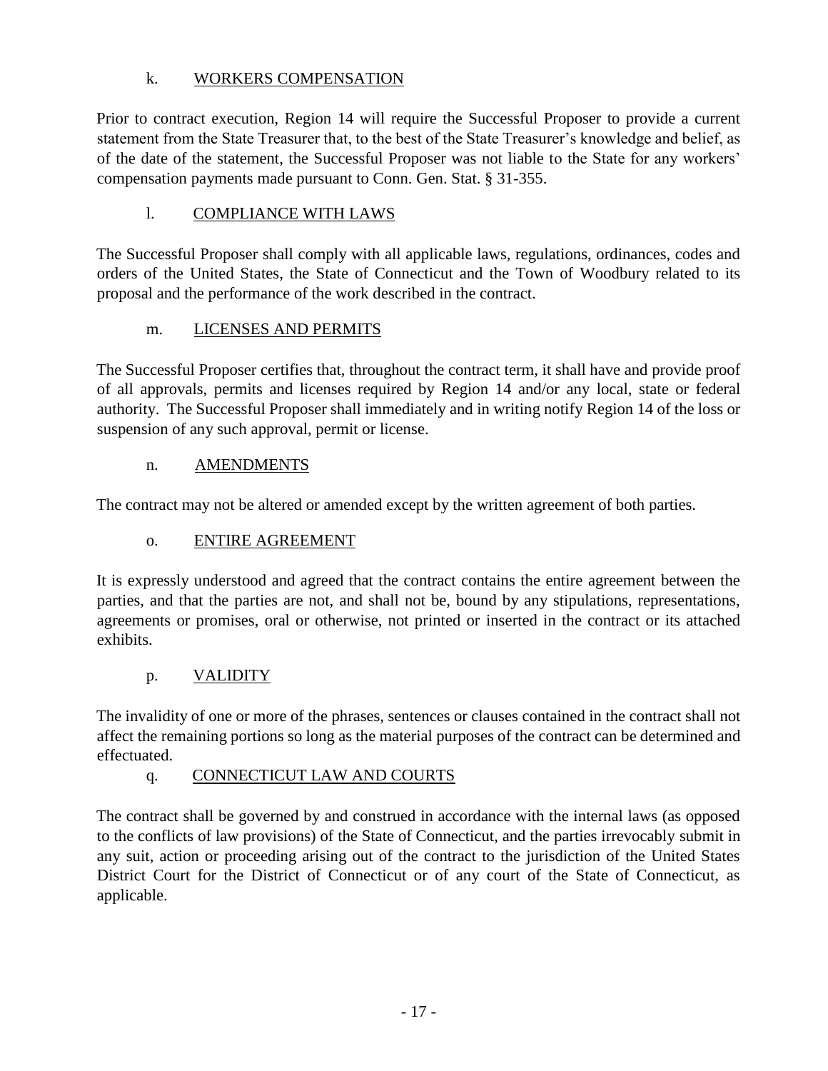k. <u>WORKERS COMPENSATION</u>

Prior to contract execution, Region 14 will require the Successful Proposer to provide a current statement from the State Treasurer that, to the best of the State Treasurer's knowledge and belief, as of the date of the statement, the Successful Proposer was not liable to the State for any workers' compensation payments made pursuant to Conn. Gen. Stat. § 31-355.

l. <u>COMPLIANCE WITH LAWS</u>

The Successful Proposer shall comply with all applicable laws, regulations, ordinances, codes and orders of the United States, the State of Connecticut and the Town of Woodbury related to its proposal and the performance of the work described in the contract.

m. <u>LICENSES AND PERMITS</u>

The Successful Proposer certifies that, throughout the contract term, it shall have and provide proof of all approvals, permits and licenses required by Region 14 and/or any local, state or federal authority. The Successful Proposer shall immediately and in writing notify Region 14 of the loss or suspension of any such approval, permit or license.

n. <u>AMENDMENTS</u>

The contract may not be altered or amended except by the written agreement of both parties.

o. <u>ENTIRE AGREEMENT</u>

It is expressly understood and agreed that the contract contains the entire agreement between the parties, and that the parties are not, and shall not be, bound by any stipulations, representations, agreements or promises, oral or otherwise, not printed or inserted in the contract or its attached exhibits.

p. <u>VALIDITY</u>

The invalidity of one or more of the phrases, sentences or clauses contained in the contract shall not affect the remaining portions so long as the material purposes of the contract can be determined and effectuated.

q. <u>CONNECTICUT LAW AND COURTS</u>

The contract shall be governed by and construed in accordance with the internal laws (as opposed to the conflicts of law provisions) of the State of Connecticut, and the parties irrevocably submit in any suit, action or proceeding arising out of the contract to the jurisdiction of the United States District Court for the District of Connecticut or of any court of the State of Connecticut, as applicable.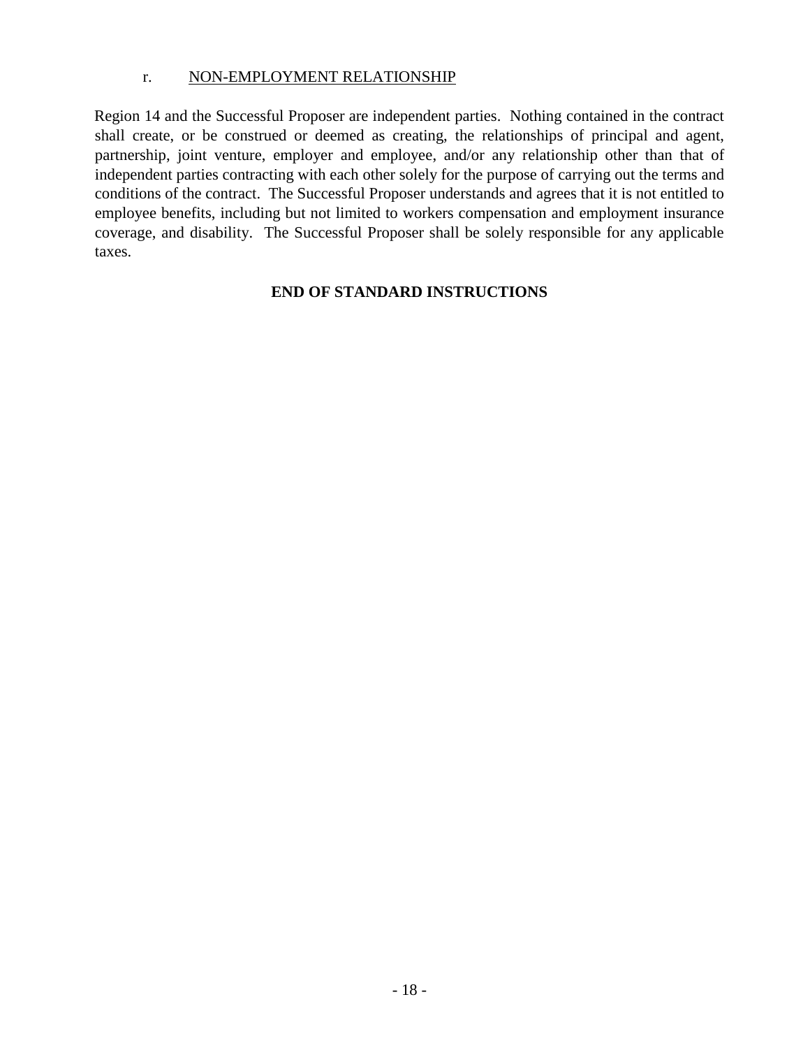r. NON-EMPLOYMENT RELATIONSHIP

Region 14 and the Successful Proposer are independent parties. Nothing contained in the contract shall create, or be construed or deemed as creating, the relationships of principal and agent, partnership, joint venture, employer and employee, and/or any relationship other than that of independent parties contracting with each other solely for the purpose of carrying out the terms and conditions of the contract. The Successful Proposer understands and agrees that it is not entitled to employee benefits, including but not limited to workers compensation and employment insurance coverage, and disability. The Successful Proposer shall be solely responsible for any applicable taxes.

**END OF STANDARD INSTRUCTIONS**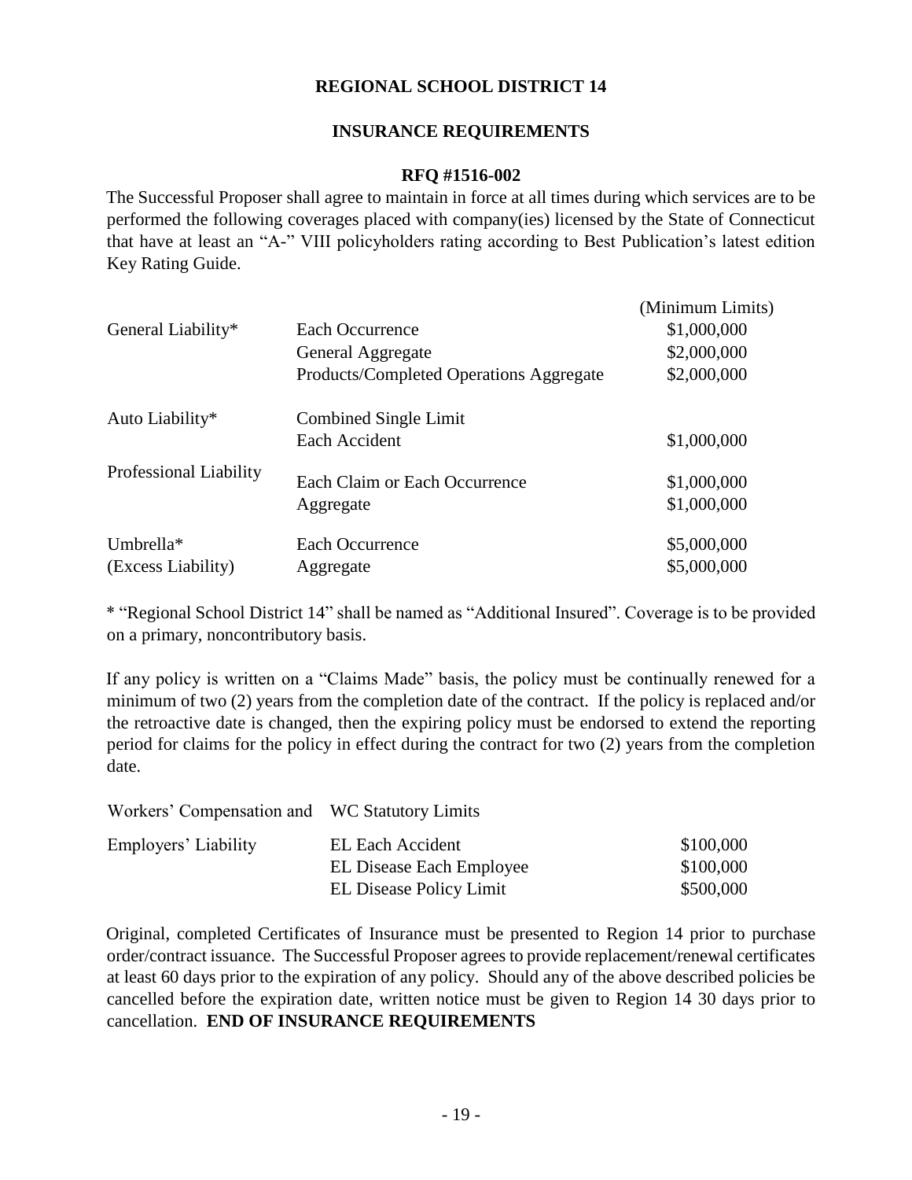**REGIONAL SCHOOL DISTRICT 14**

**INSURANCE REQUIREMENTS**

**RFQ #1516-002**

The Successful Proposer shall agree to maintain in force at all times during which services are to be performed the following coverages placed with company(ies) licensed by the State of Connecticut that have at least an "A-" VIII policyholders rating according to Best Publication's latest edition Key Rating Guide.

| | | (Minimum Limits) |
|---|---|---|
| General Liability* | Each Occurrence | $1,000,000 |
| | General Aggregate | $2,000,000 |
| | Products/Completed Operations Aggregate | $2,000,000 |
| Auto Liability* | Combined Single Limit | |
| | Each Accident | $1,000,000 |
| Professional Liability | Each Claim or Each Occurrence | $1,000,000 |
| | Aggregate | $1,000,000 |
| Umbrella* | Each Occurrence | $5,000,000 |
| (Excess Liability) | Aggregate | $5,000,000 |

* "Regional School District 14" shall be named as "Additional Insured". Coverage is to be provided on a primary, noncontributory basis.

If any policy is written on a "Claims Made" basis, the policy must be continually renewed for a minimum of two (2) years from the completion date of the contract. If the policy is replaced and/or the retroactive date is changed, then the expiring policy must be endorsed to extend the reporting period for claims for the policy in effect during the contract for two (2) years from the completion date.

| | | |
|---|---|---|
| Workers' Compensation and | WC Statutory Limits | |
| Employers' Liability | EL Each Accident | $100,000 |
| | EL Disease Each Employee | $100,000 |
| | EL Disease Policy Limit | $500,000 |

Original, completed Certificates of Insurance must be presented to Region 14 prior to purchase order/contract issuance. The Successful Proposer agrees to provide replacement/renewal certificates at least 60 days prior to the expiration of any policy. Should any of the above described policies be cancelled before the expiration date, written notice must be given to Region 14 30 days prior to cancellation. **END OF INSURANCE REQUIREMENTS**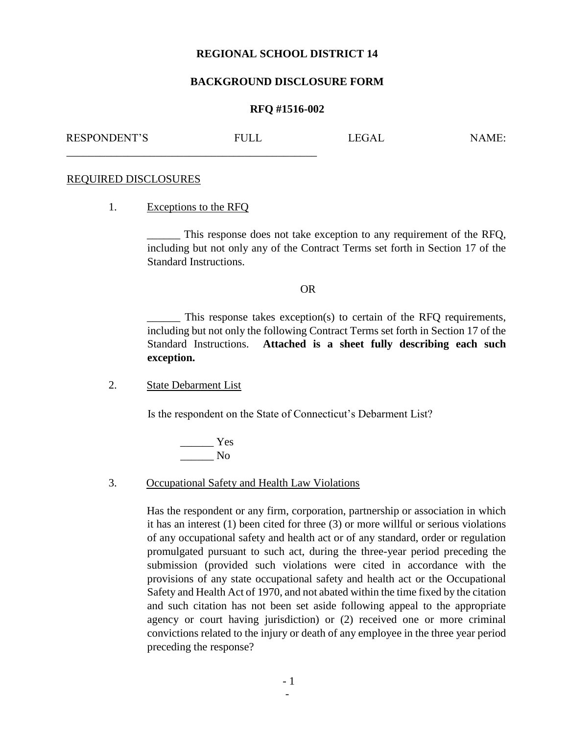**REGIONAL SCHOOL DISTRICT 14**

**BACKGROUND DISCLOSURE FORM**

**RFQ #1516-002**

RESPONDENT'S FULL LEGAL NAME: _____________________________________________

REQUIRED DISCLOSURES

1. Exceptions to the RFQ

   ______ This response does not take exception to any requirement of the RFQ, including but not only any of the Contract Terms set forth in Section 17 of the Standard Instructions.

   OR

   ______ This response takes exception(s) to certain of the RFQ requirements, including but not only the following Contract Terms set forth in Section 17 of the Standard Instructions. **Attached is a sheet fully describing each such exception.**

2. State Debarment List

   Is the respondent on the State of Connecticut's Debarment List?

   ______ Yes
   ______ No

3. Occupational Safety and Health Law Violations

   Has the respondent or any firm, corporation, partnership or association in which it has an interest (1) been cited for three (3) or more willful or serious violations of any occupational safety and health act or of any standard, order or regulation promulgated pursuant to such act, during the three-year period preceding the submission (provided such violations were cited in accordance with the provisions of any state occupational safety and health act or the Occupational Safety and Health Act of 1970, and not abated within the time fixed by the citation and such citation has not been set aside following appeal to the appropriate agency or court having jurisdiction) or (2) received one or more criminal convictions related to the injury or death of any employee in the three year period preceding the response?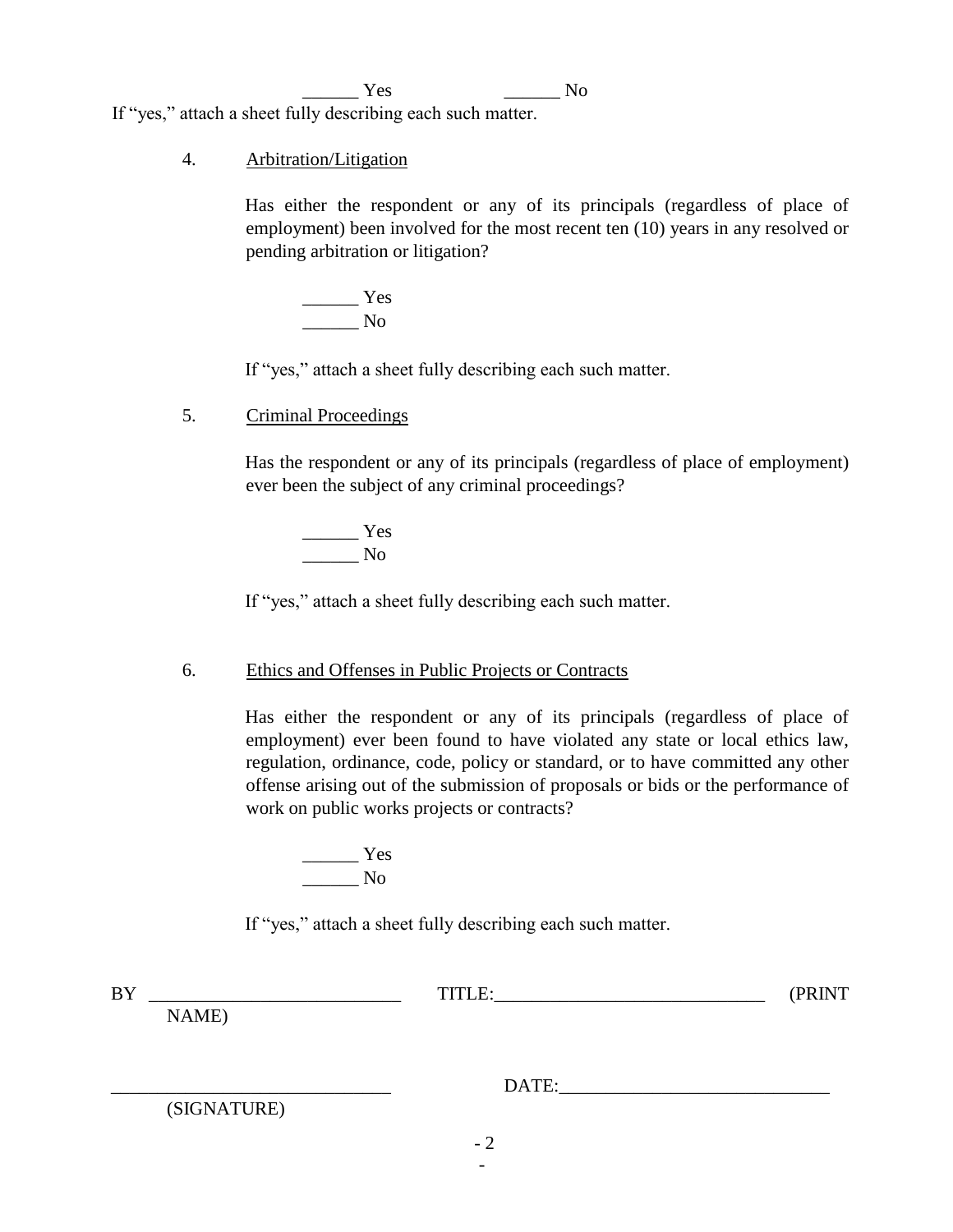______ Yes ______ No

If "yes," attach a sheet fully describing each such matter.

4. Arbitration/Litigation

Has either the respondent or any of its principals (regardless of place of employment) been involved for the most recent ten (10) years in any resolved or pending arbitration or litigation?

______ Yes
______ No

If "yes," attach a sheet fully describing each such matter.

5. Criminal Proceedings

Has the respondent or any of its principals (regardless of place of employment) ever been the subject of any criminal proceedings?

______ Yes
______ No

If "yes," attach a sheet fully describing each such matter.

6. Ethics and Offenses in Public Projects or Contracts

Has either the respondent or any of its principals (regardless of place of employment) ever been found to have violated any state or local ethics law, regulation, ordinance, code, policy or standard, or to have committed any other offense arising out of the submission of proposals or bids or the performance of work on public works projects or contracts?

______ Yes
______ No

If "yes," attach a sheet fully describing each such matter.

BY ___________________________ TITLE:_____________________________ (PRINT NAME)

_____________________________ DATE:_____________________________
(SIGNATURE)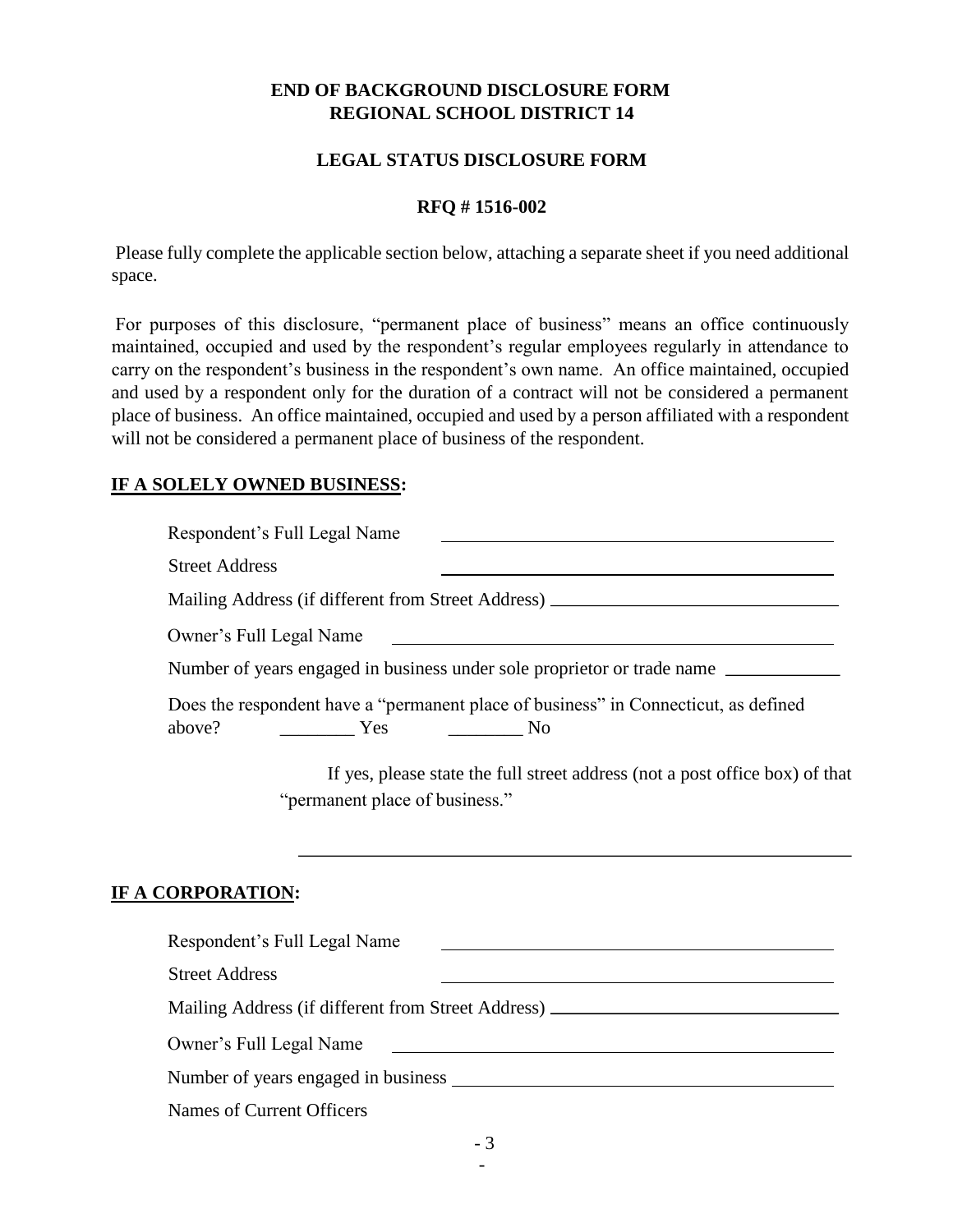**END OF BACKGROUND DISCLOSURE FORM**
**REGIONAL SCHOOL DISTRICT 14**

**LEGAL STATUS DISCLOSURE FORM**

**RFQ # 1516-002**

Please fully complete the applicable section below, attaching a separate sheet if you need additional space.

For purposes of this disclosure, "permanent place of business" means an office continuously maintained, occupied and used by the respondent's regular employees regularly in attendance to carry on the respondent's business in the respondent's own name. An office maintained, occupied and used by a respondent only for the duration of a contract will not be considered a permanent place of business. An office maintained, occupied and used by a person affiliated with a respondent will not be considered a permanent place of business of the respondent.

**IF A SOLELY OWNED BUSINESS:**

Respondent's Full Legal Name ____________________________________________

Street Address ____________________________________________

Mailing Address (if different from Street Address) ______________________________

Owner's Full Legal Name ____________________________________________

Number of years engaged in business under sole proprietor or trade name ____________

Does the respondent have a "permanent place of business" in Connecticut, as defined above? ________ Yes ________ No

If yes, please state the full street address (not a post office box) of that "permanent place of business."

____________________________________________________________

**IF A CORPORATION:**

Respondent's Full Legal Name ____________________________________________

Street Address ____________________________________________

Mailing Address (if different from Street Address) ______________________________

Owner's Full Legal Name ____________________________________________

Number of years engaged in business ____________________________________________

Names of Current Officers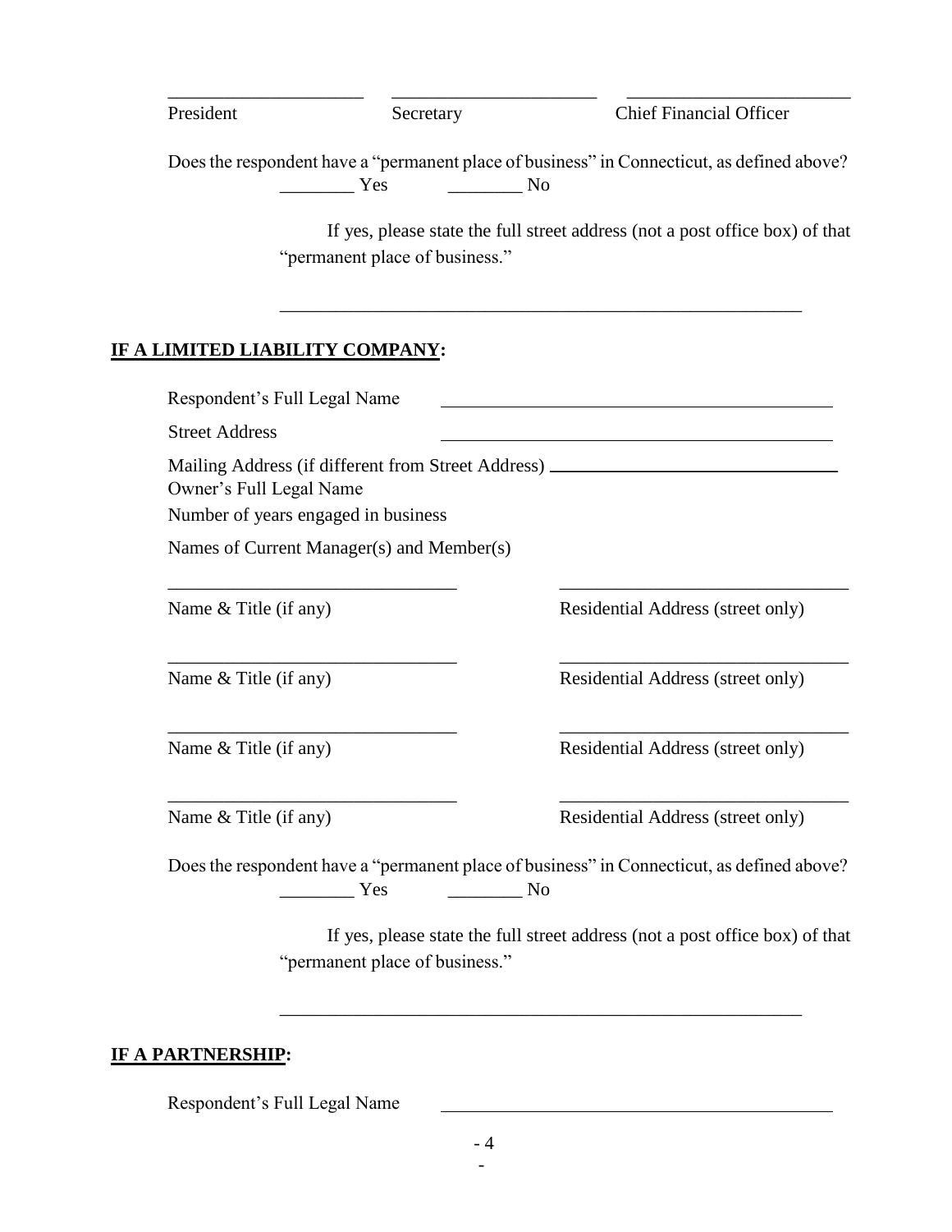\_\_\_\_\_\_\_\_\_\_\_\_\_\_\_\_\_\_\_\_ \_\_\_\_\_\_\_\_\_\_\_\_\_\_\_\_\_\_\_\_ \_\_\_\_\_\_\_\_\_\_\_\_\_\_\_\_\_\_\_\_

President Secretary Chief Financial Officer

Does the respondent have a "permanent place of business" in Connecticut, as defined above?

________ Yes ________ No

If yes, please state the full street address (not a post office box) of that "permanent place of business."

\_\_\_\_\_\_\_\_\_\_\_\_\_\_\_\_\_\_\_\_\_\_\_\_\_\_\_\_\_\_\_\_\_\_\_\_\_\_\_\_\_\_\_\_\_\_\_\_\_\_\_\_\_\_

**IF A LIMITED LIABILITY COMPANY:**

Respondent's Full Legal Name \_\_\_\_\_\_\_\_\_\_\_\_\_\_\_\_\_\_\_\_\_\_\_\_\_\_\_\_\_\_\_\_\_\_\_\_\_\_\_\_

Street Address \_\_\_\_\_\_\_\_\_\_\_\_\_\_\_\_\_\_\_\_\_\_\_\_\_\_\_\_\_\_\_\_\_\_\_\_\_\_\_\_

Mailing Address (if different from Street Address) \_\_\_\_\_\_\_\_\_\_\_\_\_\_\_\_\_\_\_\_\_\_\_\_\_\_\_\_\_\_

Owner's Full Legal Name

Number of years engaged in business

Names of Current Manager(s) and Member(s)

\_\_\_\_\_\_\_\_\_\_\_\_\_\_\_\_\_\_\_\_\_\_\_\_\_\_\_\_\_\_ \_\_\_\_\_\_\_\_\_\_\_\_\_\_\_\_\_\_\_\_\_\_\_\_\_\_\_\_\_\_

Name & Title (if any) Residential Address (street only)

\_\_\_\_\_\_\_\_\_\_\_\_\_\_\_\_\_\_\_\_\_\_\_\_\_\_\_\_\_\_ \_\_\_\_\_\_\_\_\_\_\_\_\_\_\_\_\_\_\_\_\_\_\_\_\_\_\_\_\_\_

Name & Title (if any) Residential Address (street only)

\_\_\_\_\_\_\_\_\_\_\_\_\_\_\_\_\_\_\_\_\_\_\_\_\_\_\_\_\_\_ \_\_\_\_\_\_\_\_\_\_\_\_\_\_\_\_\_\_\_\_\_\_\_\_\_\_\_\_\_\_

Name & Title (if any) Residential Address (street only)

\_\_\_\_\_\_\_\_\_\_\_\_\_\_\_\_\_\_\_\_\_\_\_\_\_\_\_\_\_\_ \_\_\_\_\_\_\_\_\_\_\_\_\_\_\_\_\_\_\_\_\_\_\_\_\_\_\_\_\_\_

Name & Title (if any) Residential Address (street only)

Does the respondent have a "permanent place of business" in Connecticut, as defined above?

________ Yes ________ No

If yes, please state the full street address (not a post office box) of that "permanent place of business."

\_\_\_\_\_\_\_\_\_\_\_\_\_\_\_\_\_\_\_\_\_\_\_\_\_\_\_\_\_\_\_\_\_\_\_\_\_\_\_\_\_\_\_\_\_\_\_\_\_\_\_\_\_\_

**IF A PARTNERSHIP:**

Respondent's Full Legal Name \_\_\_\_\_\_\_\_\_\_\_\_\_\_\_\_\_\_\_\_\_\_\_\_\_\_\_\_\_\_\_\_\_\_\_\_\_\_\_\_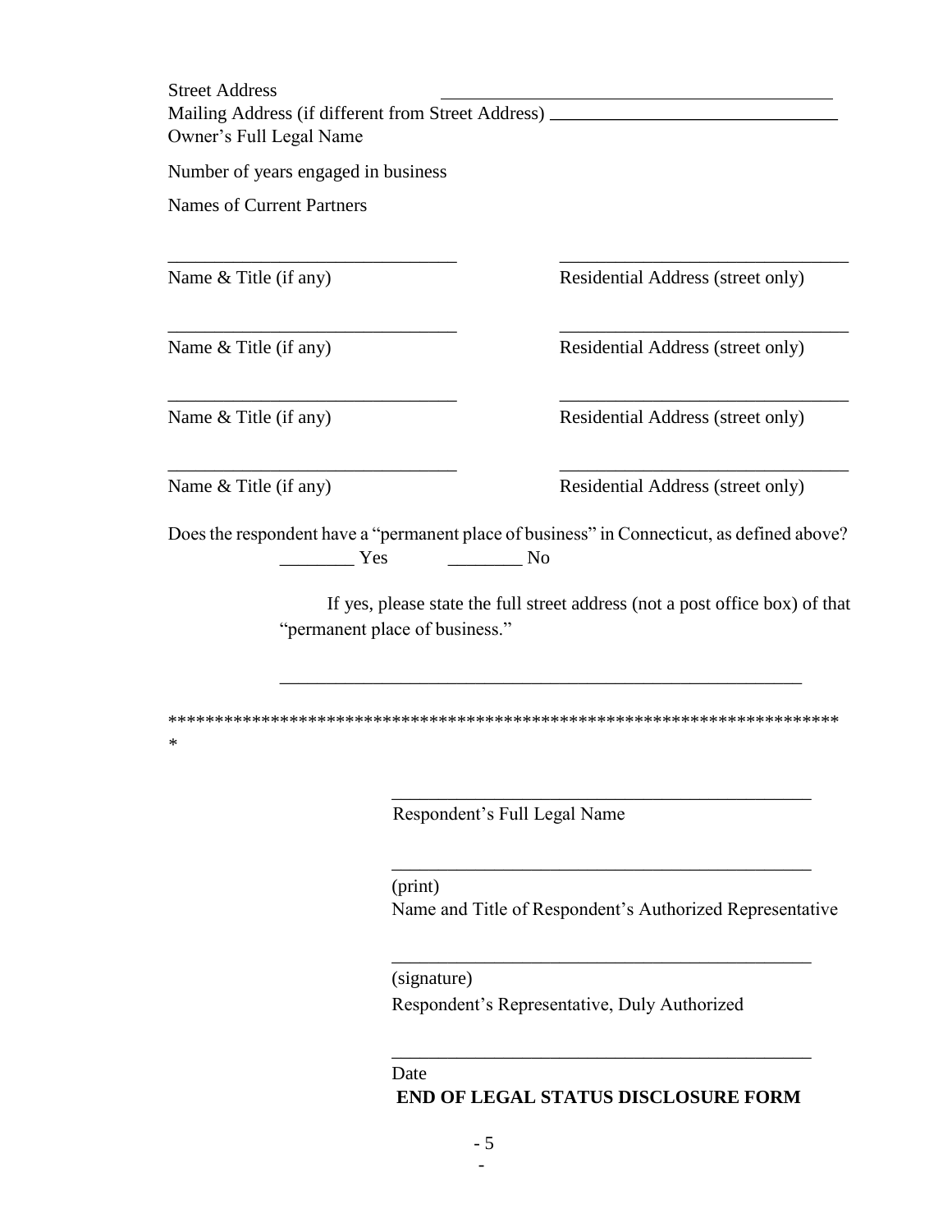Street Address ____________________________________________

Mailing Address (if different from Street Address) ______________________________

Owner's Full Legal Name

Number of years engaged in business

Names of Current Partners

| | |
|---|---|
| ______________________________ | ______________________________ |
| Name & Title (if any) | Residential Address (street only) |
| ______________________________ | ______________________________ |
| Name & Title (if any) | Residential Address (street only) |
| ______________________________ | ______________________________ |
| Name & Title (if any) | Residential Address (street only) |
| ______________________________ | ______________________________ |
| Name & Title (if any) | Residential Address (street only) |

Does the respondent have a "permanent place of business" in Connecticut, as defined above?

________ Yes ________ No

If yes, please state the full street address (not a post office box) of that "permanent place of business."

__________________________________________________________

***************************************************************************

______________________________________________

Respondent's Full Legal Name

______________________________________________

(print)

Name and Title of Respondent's Authorized Representative

______________________________________________

(signature)

Respondent's Representative, Duly Authorized

______________________________________________

Date

**END OF LEGAL STATUS DISCLOSURE FORM**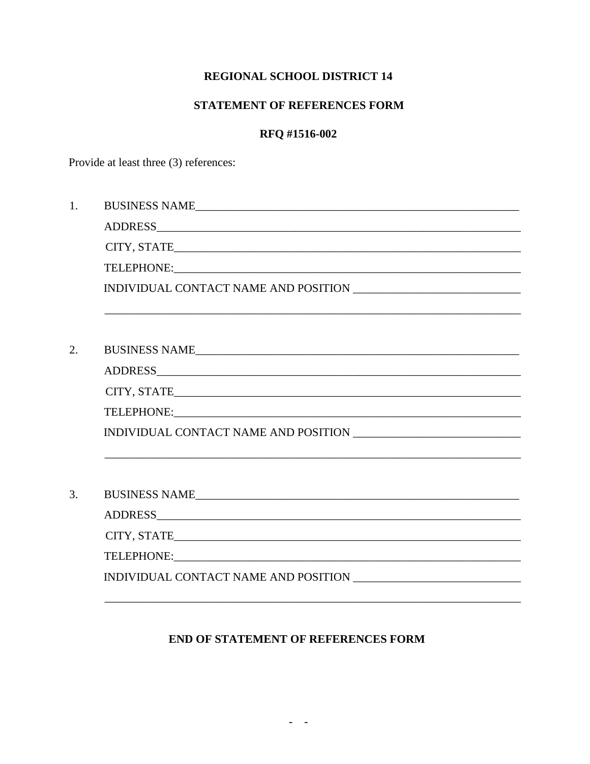**REGIONAL SCHOOL DISTRICT 14**

**STATEMENT OF REFERENCES FORM**

**RFQ #1516-002**

Provide at least three (3) references:

1. BUSINESS NAME_______________________________________________________

   ADDRESS_____________________________________________________________

   CITY, STATE__________________________________________________________

   TELEPHONE:__________________________________________________________

   INDIVIDUAL CONTACT NAME AND POSITION ___________________________

   ______________________________________________________________________

2. BUSINESS NAME_______________________________________________________

   ADDRESS_____________________________________________________________

   CITY, STATE__________________________________________________________

   TELEPHONE:__________________________________________________________

   INDIVIDUAL CONTACT NAME AND POSITION ___________________________

   ______________________________________________________________________

3. BUSINESS NAME_______________________________________________________

   ADDRESS_____________________________________________________________

   CITY, STATE__________________________________________________________

   TELEPHONE:__________________________________________________________

   INDIVIDUAL CONTACT NAME AND POSITION ___________________________

   ______________________________________________________________________

**END OF STATEMENT OF REFERENCES FORM**